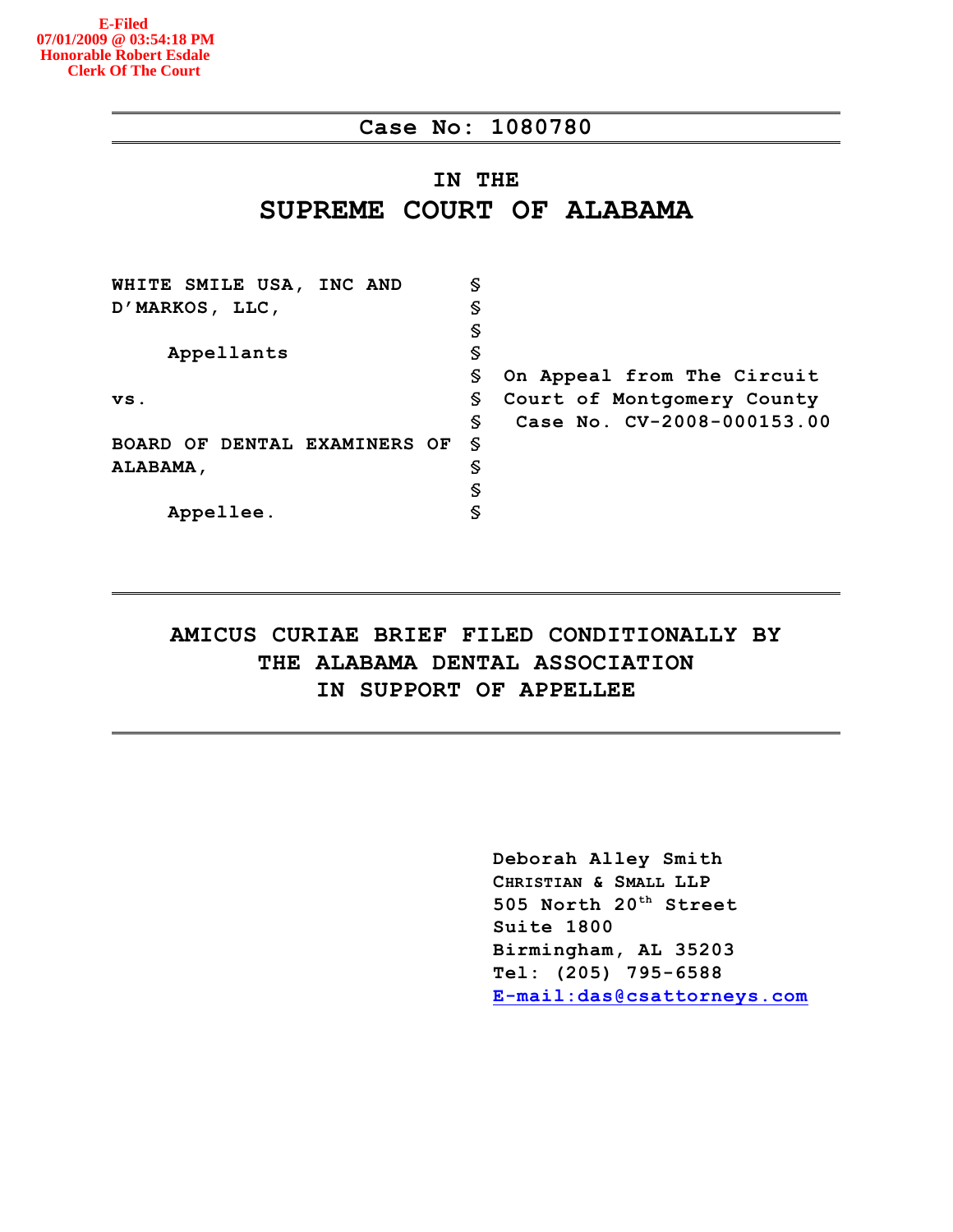E-Filed
07/01/2009 @ 03:54:18 PM
Honorable Robert Esdale
Clerk Of The Court

**Case No: 1080780**

# IN THE
# SUPREME COURT OF ALABAMA

| | | |
|---|---|---|
| **WHITE SMILE USA, INC AND D'MARKOS, LLC,** | § | |
| | § | |
| **Appellants** | § | |
| | § | **On Appeal from The Circuit Court of Montgomery County Case No. CV-2008-000153.00** |
| **vs.** | § | |
| | § | |
| **BOARD OF DENTAL EXAMINERS OF ALABAMA,** | § | |
| | § | |
| **Appellee.** | § | |

## AMICUS CURIAE BRIEF FILED CONDITIONALLY BY THE ALABAMA DENTAL ASSOCIATION IN SUPPORT OF APPELLEE

**Deborah Alley Smith**
**CHRISTIAN & SMALL LLP**
**505 North 20th Street**
**Suite 1800**
**Birmingham, AL 35203**
**Tel: (205) 795-6588**
**E-mail:das@csattorneys.com**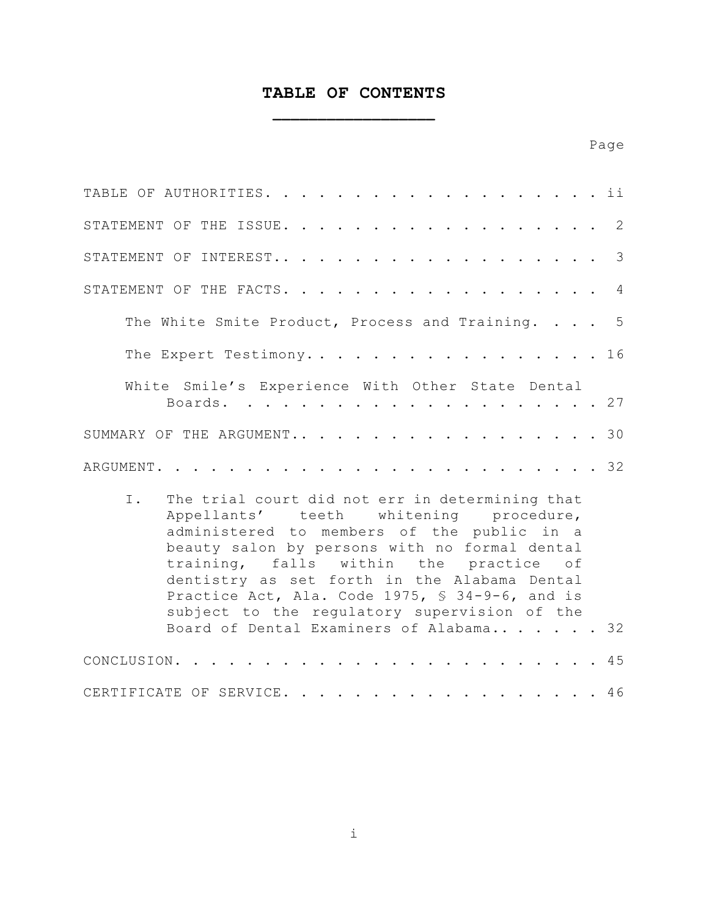# TABLE OF CONTENTS

| | Page |
|---|---|
| TABLE OF AUTHORITIES | ii |
| STATEMENT OF THE ISSUE | 2 |
| STATEMENT OF INTEREST | 3 |
| STATEMENT OF THE FACTS | 4 |
| The White Smite Product, Process and Training | 5 |
| The Expert Testimony | 16 |
| White Smile's Experience With Other State Dental Boards | 27 |
| SUMMARY OF THE ARGUMENT | 30 |
| ARGUMENT | 32 |
| I. The trial court did not err in determining that Appellants' teeth whitening procedure, administered to members of the public in a beauty salon by persons with no formal dental training, falls within the practice of dentistry as set forth in the Alabama Dental Practice Act, Ala. Code 1975, § 34-9-6, and is subject to the regulatory supervision of the Board of Dental Examiners of Alabama | 32 |
| CONCLUSION | 45 |
| CERTIFICATE OF SERVICE | 46 |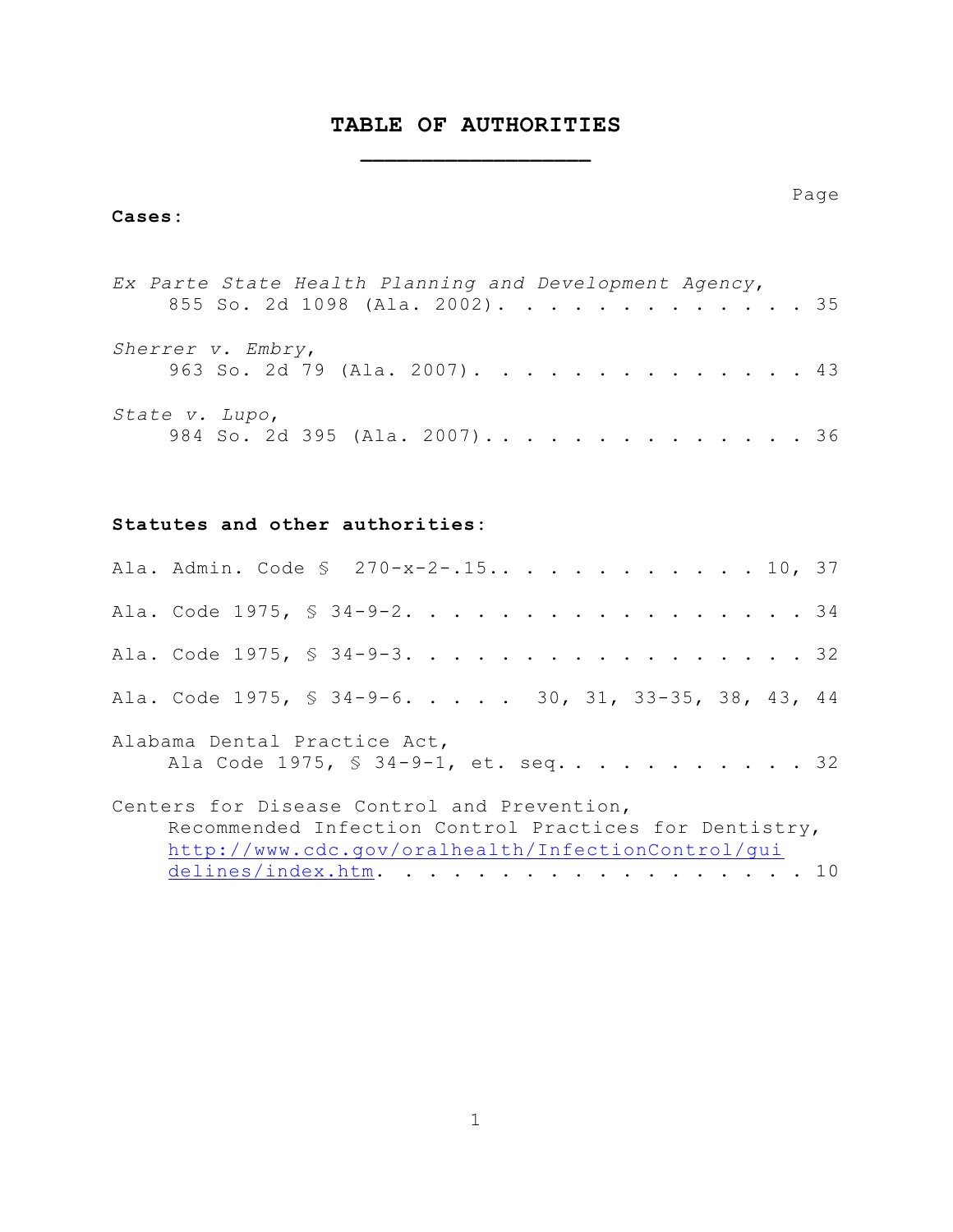# TABLE OF AUTHORITIES

Page

**Cases:**

*Ex Parte State Health Planning and Development Agency*, 855 So. 2d 1098 (Ala. 2002). . . . . . . . . . . . . . 35

*Sherrer v. Embry*, 963 So. 2d 79 (Ala. 2007). . . . . . . . . . . . . . . 43

*State v. Lupo*, 984 So. 2d 395 (Ala. 2007). . . . . . . . . . . . . . . 36

**Statutes and other authorities:**

Ala. Admin. Code § 270-x-2-.15.. . . . . . . . . . . . 10, 37

Ala. Code 1975, § 34-9-2. . . . . . . . . . . . . . . . . . 34

Ala. Code 1975, § 34-9-3. . . . . . . . . . . . . . . . . . 32

Ala. Code 1975, § 34-9-6. . . . . 30, 31, 33-35, 38, 43, 44

Alabama Dental Practice Act, Ala Code 1975, § 34-9-1, et. seq. . . . . . . . . . . . 32

Centers for Disease Control and Prevention, Recommended Infection Control Practices for Dentistry, http://www.cdc.gov/oralhealth/InfectionControl/guidelines/index.htm. . . . . . . . . . . . . . . . . . 10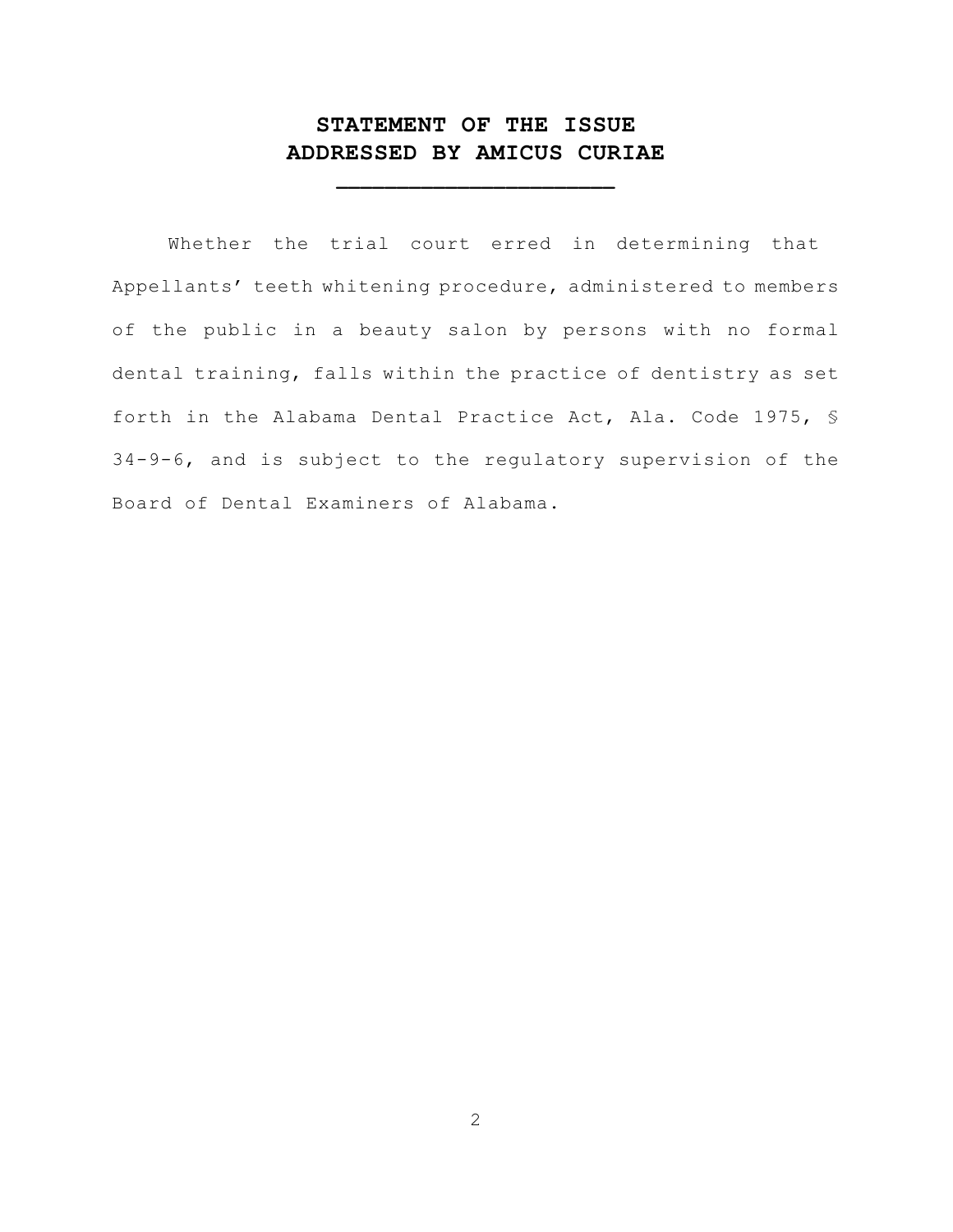# STATEMENT OF THE ISSUE ADDRESSED BY AMICUS CURIAE

Whether the trial court erred in determining that Appellants' teeth whitening procedure, administered to members of the public in a beauty salon by persons with no formal dental training, falls within the practice of dentistry as set forth in the Alabama Dental Practice Act, Ala. Code 1975, § 34-9-6, and is subject to the regulatory supervision of the Board of Dental Examiners of Alabama.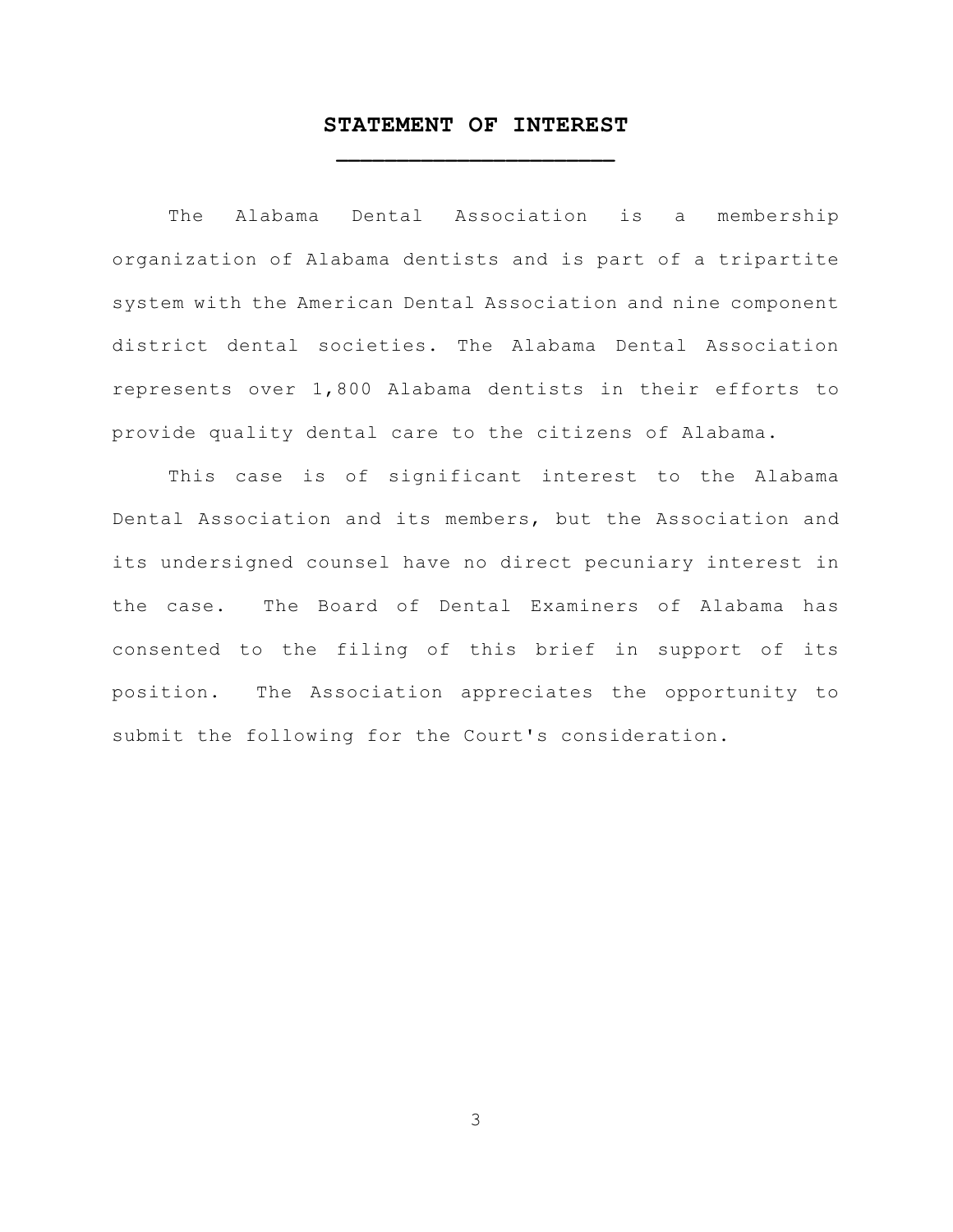## STATEMENT OF INTEREST

The Alabama Dental Association is a membership organization of Alabama dentists and is part of a tripartite system with the American Dental Association and nine component district dental societies. The Alabama Dental Association represents over 1,800 Alabama dentists in their efforts to provide quality dental care to the citizens of Alabama.

This case is of significant interest to the Alabama Dental Association and its members, but the Association and its undersigned counsel have no direct pecuniary interest in the case. The Board of Dental Examiners of Alabama has consented to the filing of this brief in support of its position. The Association appreciates the opportunity to submit the following for the Court's consideration.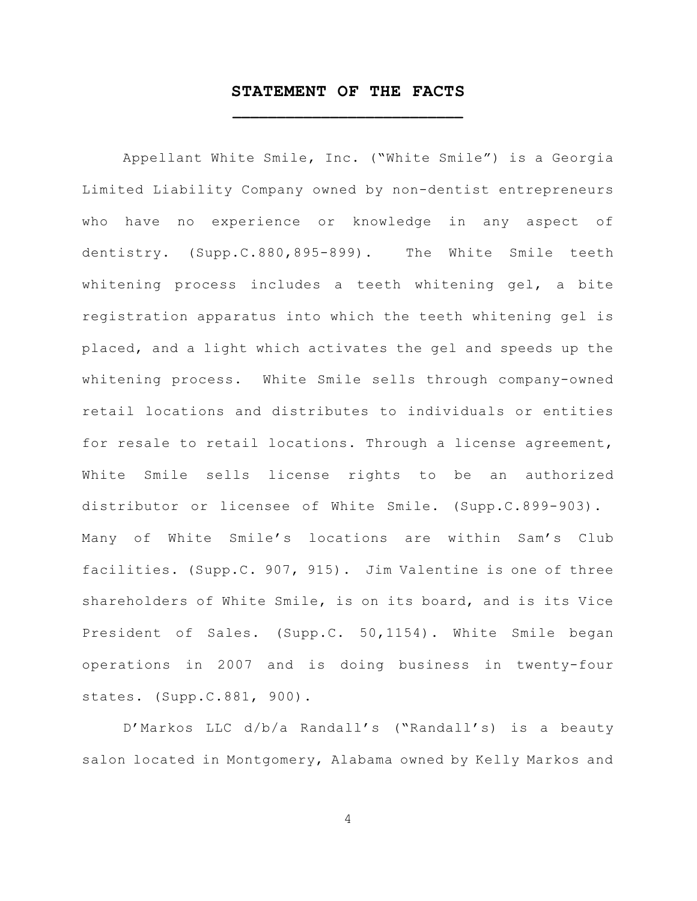## STATEMENT OF THE FACTS

Appellant White Smile, Inc. ("White Smile") is a Georgia Limited Liability Company owned by non-dentist entrepreneurs who have no experience or knowledge in any aspect of dentistry. (Supp.C.880,895-899). The White Smile teeth whitening process includes a teeth whitening gel, a bite registration apparatus into which the teeth whitening gel is placed, and a light which activates the gel and speeds up the whitening process. White Smile sells through company-owned retail locations and distributes to individuals or entities for resale to retail locations. Through a license agreement, White Smile sells license rights to be an authorized distributor or licensee of White Smile. (Supp.C.899-903). Many of White Smile's locations are within Sam's Club facilities. (Supp.C. 907, 915). Jim Valentine is one of three shareholders of White Smile, is on its board, and is its Vice President of Sales. (Supp.C. 50,1154). White Smile began operations in 2007 and is doing business in twenty-four states. (Supp.C.881, 900).

D'Markos LLC d/b/a Randall's ("Randall's) is a beauty salon located in Montgomery, Alabama owned by Kelly Markos and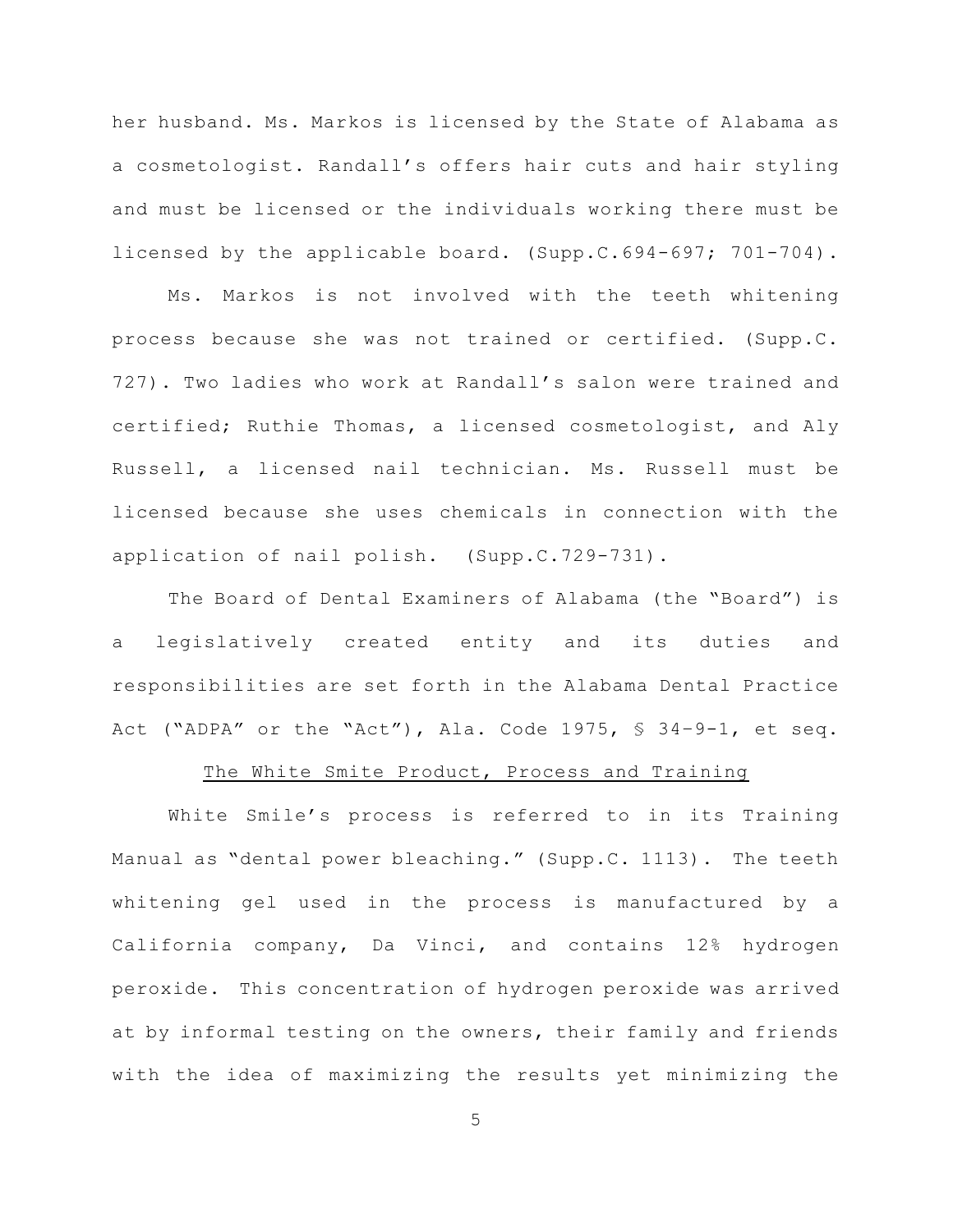her husband. Ms. Markos is licensed by the State of Alabama as a cosmetologist. Randall's offers hair cuts and hair styling and must be licensed or the individuals working there must be licensed by the applicable board. (Supp.C.694-697; 701-704).

Ms. Markos is not involved with the teeth whitening process because she was not trained or certified. (Supp.C. 727). Two ladies who work at Randall's salon were trained and certified; Ruthie Thomas, a licensed cosmetologist, and Aly Russell, a licensed nail technician. Ms. Russell must be licensed because she uses chemicals in connection with the application of nail polish. (Supp.C.729-731).

The Board of Dental Examiners of Alabama (the "Board") is a legislatively created entity and its duties and responsibilities are set forth in the Alabama Dental Practice Act ("ADPA" or the "Act"), Ala. Code 1975, § 34-9-1, et seq.

<u>The White Smite Product, Process and Training</u>

White Smile's process is referred to in its Training Manual as "dental power bleaching." (Supp.C. 1113). The teeth whitening gel used in the process is manufactured by a California company, Da Vinci, and contains 12% hydrogen peroxide. This concentration of hydrogen peroxide was arrived at by informal testing on the owners, their family and friends with the idea of maximizing the results yet minimizing the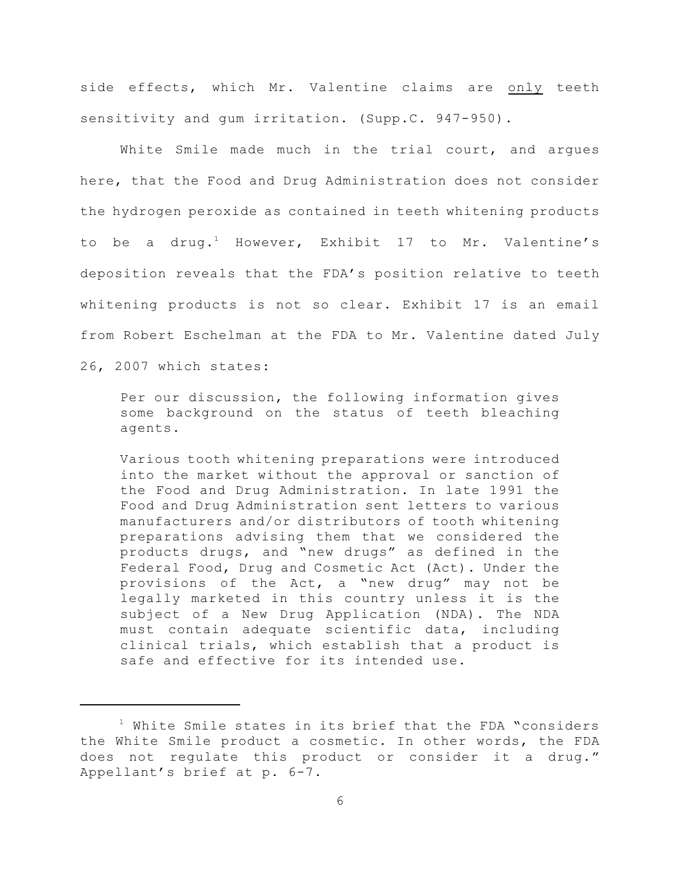side effects, which Mr. Valentine claims are <u>only</u> teeth sensitivity and gum irritation. (Supp.C. 947-950).

White Smile made much in the trial court, and argues here, that the Food and Drug Administration does not consider the hydrogen peroxide as contained in teeth whitening products to be a drug.[1] However, Exhibit 17 to Mr. Valentine's deposition reveals that the FDA's position relative to teeth whitening products is not so clear. Exhibit 17 is an email from Robert Eschelman at the FDA to Mr. Valentine dated July 26, 2007 which states:

> Per our discussion, the following information gives some background on the status of teeth bleaching agents.
>
> Various tooth whitening preparations were introduced into the market without the approval or sanction of the Food and Drug Administration. In late 1991 the Food and Drug Administration sent letters to various manufacturers and/or distributors of tooth whitening preparations advising them that we considered the products drugs, and "new drugs" as defined in the Federal Food, Drug and Cosmetic Act (Act). Under the provisions of the Act, a "new drug" may not be legally marketed in this country unless it is the subject of a New Drug Application (NDA). The NDA must contain adequate scientific data, including clinical trials, which establish that a product is safe and effective for its intended use.

---

[1] White Smile states in its brief that the FDA "considers the White Smile product a cosmetic. In other words, the FDA does not regulate this product or consider it a drug." Appellant's brief at p. 6-7.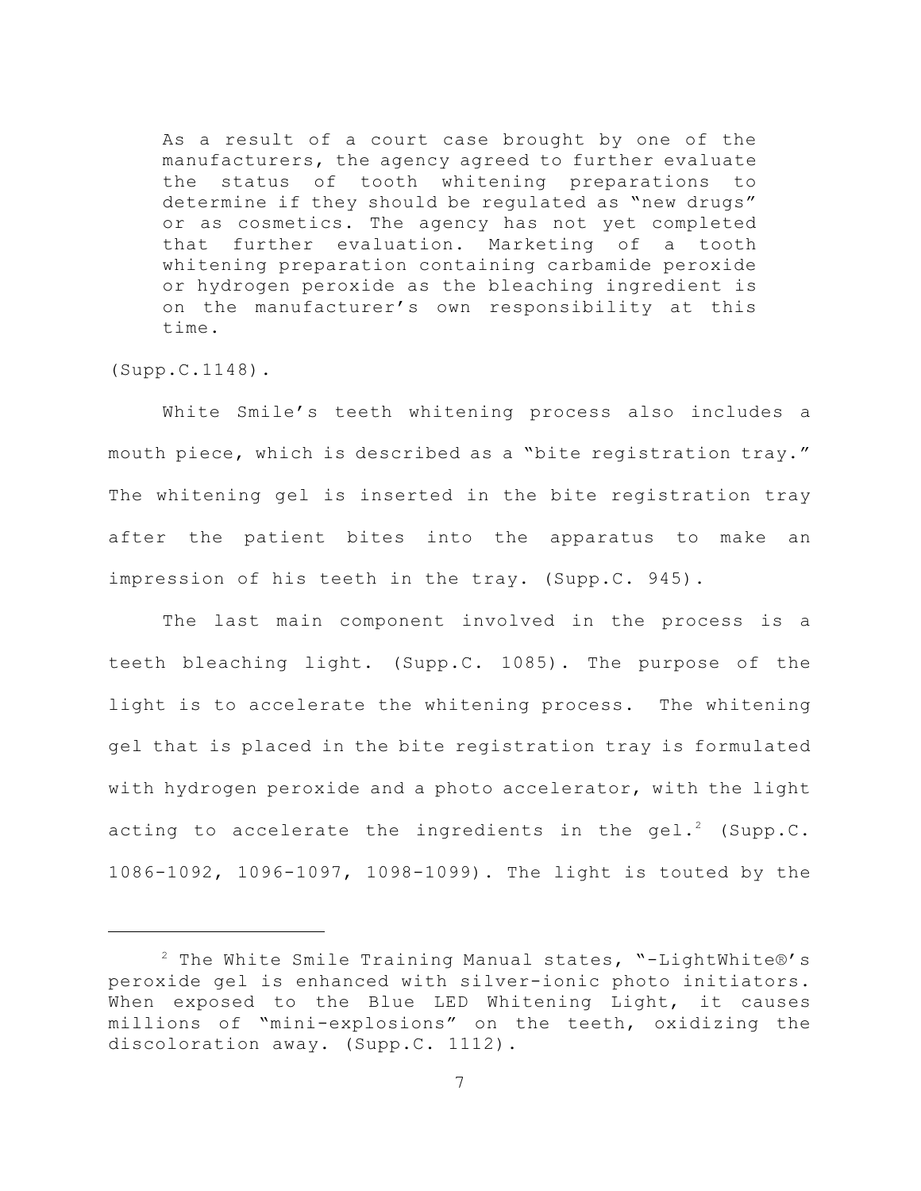> As a result of a court case brought by one of the manufacturers, the agency agreed to further evaluate the status of tooth whitening preparations to determine if they should be regulated as "new drugs" or as cosmetics. The agency has not yet completed that further evaluation. Marketing of a tooth whitening preparation containing carbamide peroxide or hydrogen peroxide as the bleaching ingredient is on the manufacturer's own responsibility at this time.

(Supp.C.1148).

White Smile's teeth whitening process also includes a mouth piece, which is described as a "bite registration tray." The whitening gel is inserted in the bite registration tray after the patient bites into the apparatus to make an impression of his teeth in the tray. (Supp.C. 945).

The last main component involved in the process is a teeth bleaching light. (Supp.C. 1085). The purpose of the light is to accelerate the whitening process. The whitening gel that is placed in the bite registration tray is formulated with hydrogen peroxide and a photo accelerator, with the light acting to accelerate the ingredients in the gel.[2] (Supp.C. 1086-1092, 1096-1097, 1098-1099). The light is touted by the

---

[2] The White Smile Training Manual states, "-LightWhite®'s peroxide gel is enhanced with silver-ionic photo initiators. When exposed to the Blue LED Whitening Light, it causes millions of "mini-explosions" on the teeth, oxidizing the discoloration away. (Supp.C. 1112).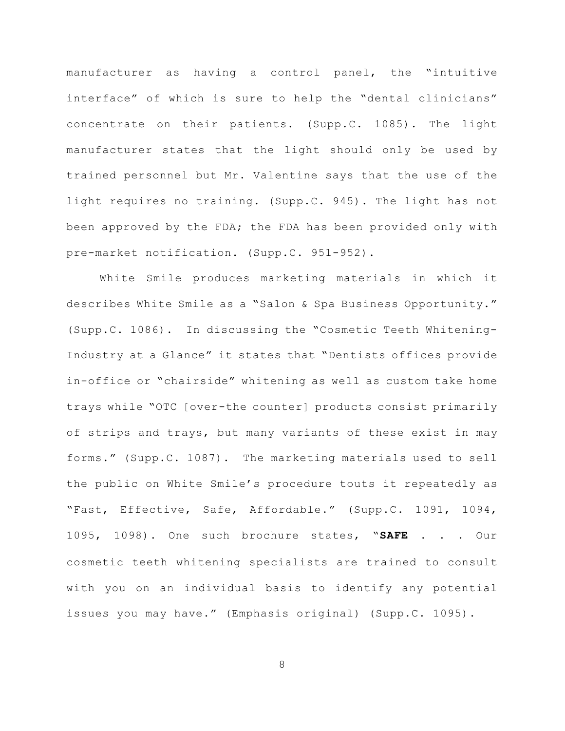manufacturer as having a control panel, the "intuitive interface" of which is sure to help the "dental clinicians" concentrate on their patients. (Supp.C. 1085). The light manufacturer states that the light should only be used by trained personnel but Mr. Valentine says that the use of the light requires no training. (Supp.C. 945). The light has not been approved by the FDA; the FDA has been provided only with pre-market notification. (Supp.C. 951-952).

White Smile produces marketing materials in which it describes White Smile as a "Salon & Spa Business Opportunity." (Supp.C. 1086). In discussing the "Cosmetic Teeth Whitening-Industry at a Glance" it states that "Dentists offices provide in-office or "chairside" whitening as well as custom take home trays while "OTC [over-the counter] products consist primarily of strips and trays, but many variants of these exist in may forms." (Supp.C. 1087). The marketing materials used to sell the public on White Smile's procedure touts it repeatedly as "Fast, Effective, Safe, Affordable." (Supp.C. 1091, 1094, 1095, 1098). One such brochure states, "**SAFE** . . . Our cosmetic teeth whitening specialists are trained to consult with you on an individual basis to identify any potential issues you may have." (Emphasis original) (Supp.C. 1095).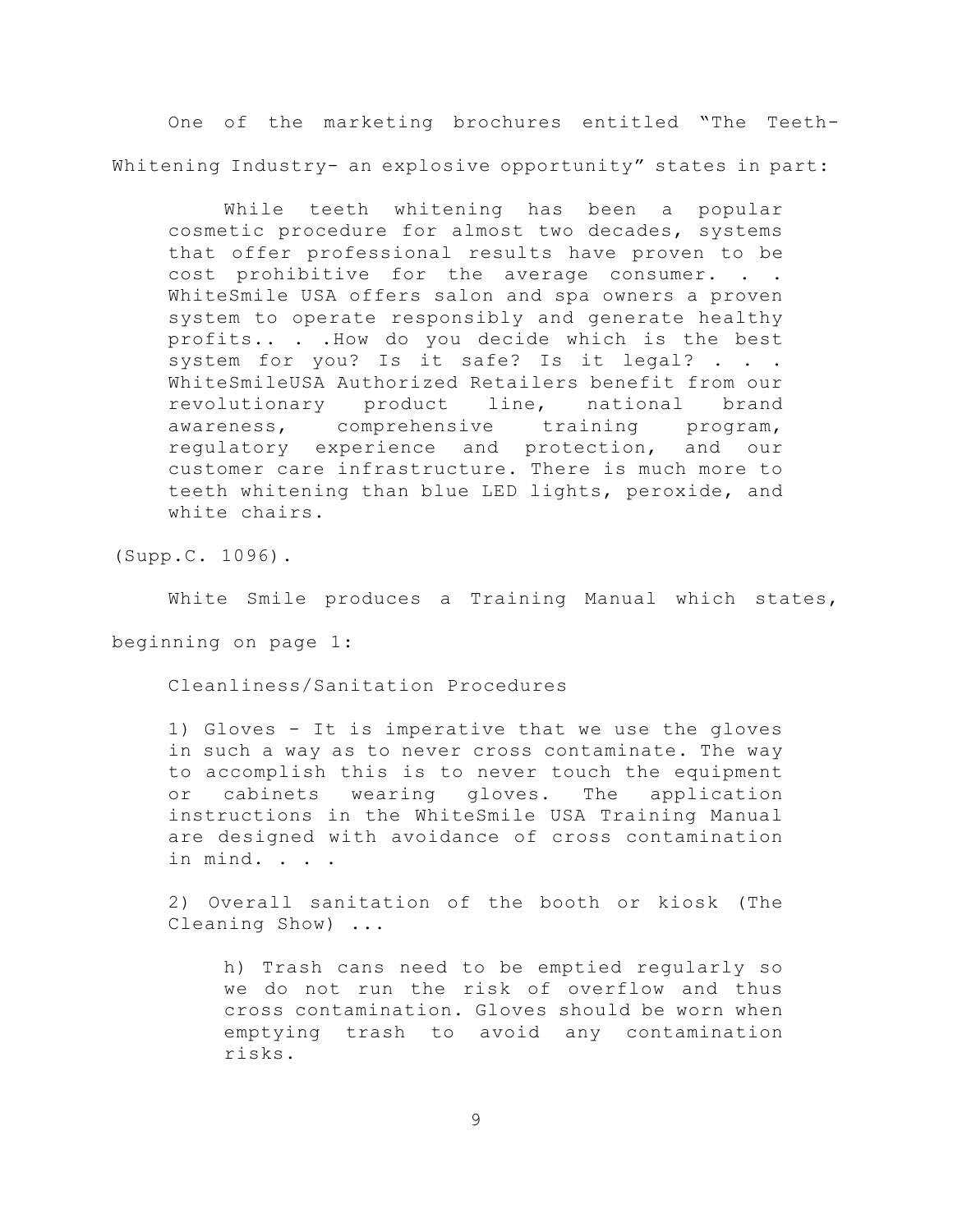One of the marketing brochures entitled "The Teeth-Whitening Industry- an explosive opportunity" states in part:

> While teeth whitening has been a popular cosmetic procedure for almost two decades, systems that offer professional results have proven to be cost prohibitive for the average consumer. . . WhiteSmile USA offers salon and spa owners a proven system to operate responsibly and generate healthy profits.. . .How do you decide which is the best system for you? Is it safe? Is it legal? . . . WhiteSmileUSA Authorized Retailers benefit from our revolutionary product line, national brand awareness, comprehensive training program, regulatory experience and protection, and our customer care infrastructure. There is much more to teeth whitening than blue LED lights, peroxide, and white chairs.

(Supp.C. 1096).

White Smile produces a Training Manual which states, beginning on page 1:

> Cleanliness/Sanitation Procedures
>
> 1) Gloves - It is imperative that we use the gloves in such a way as to never cross contaminate. The way to accomplish this is to never touch the equipment or cabinets wearing gloves. The application instructions in the WhiteSmile USA Training Manual are designed with avoidance of cross contamination in mind. . . .
>
> 2) Overall sanitation of the booth or kiosk (The Cleaning Show) ...
>
>> h) Trash cans need to be emptied regularly so we do not run the risk of overflow and thus cross contamination. Gloves should be worn when emptying trash to avoid any contamination risks.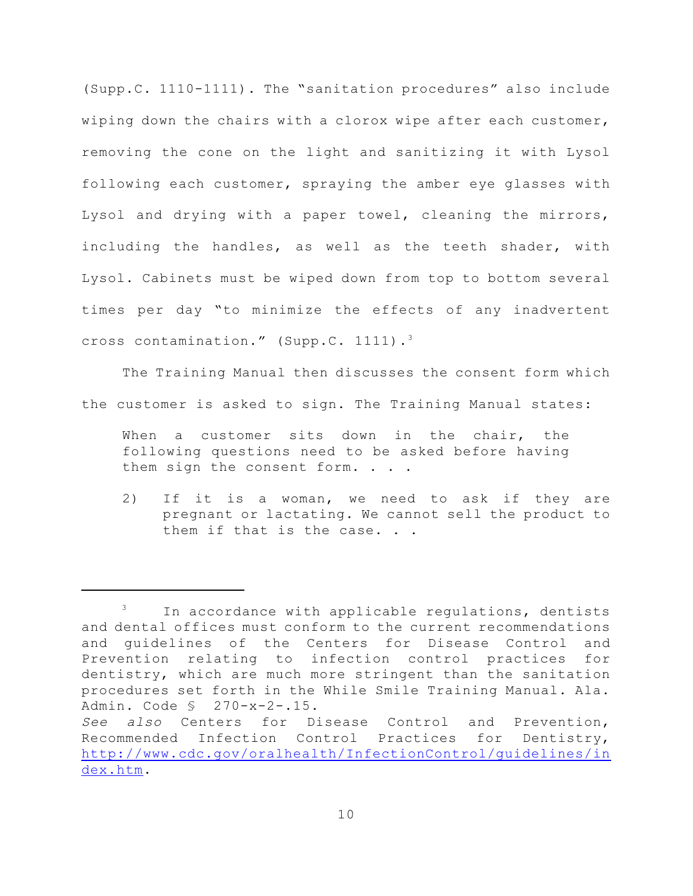(Supp.C. 1110-1111). The "sanitation procedures" also include wiping down the chairs with a clorox wipe after each customer, removing the cone on the light and sanitizing it with Lysol following each customer, spraying the amber eye glasses with Lysol and drying with a paper towel, cleaning the mirrors, including the handles, as well as the teeth shader, with Lysol. Cabinets must be wiped down from top to bottom several times per day "to minimize the effects of any inadvertent cross contamination." (Supp.C. 1111).[3]

The Training Manual then discusses the consent form which the customer is asked to sign. The Training Manual states:

> When a customer sits down in the chair, the following questions need to be asked before having them sign the consent form. . . .
>
> 2) If it is a woman, we need to ask if they are pregnant or lactating. We cannot sell the product to them if that is the case. . .

---

[3] In accordance with applicable regulations, dentists and dental offices must conform to the current recommendations and guidelines of the Centers for Disease Control and Prevention relating to infection control practices for dentistry, which are much more stringent than the sanitation procedures set forth in the While Smile Training Manual. Ala. Admin. Code § 270-x-2-.15.
*See also* Centers for Disease Control and Prevention, Recommended Infection Control Practices for Dentistry, http://www.cdc.gov/oralhealth/InfectionControl/guidelines/index.htm.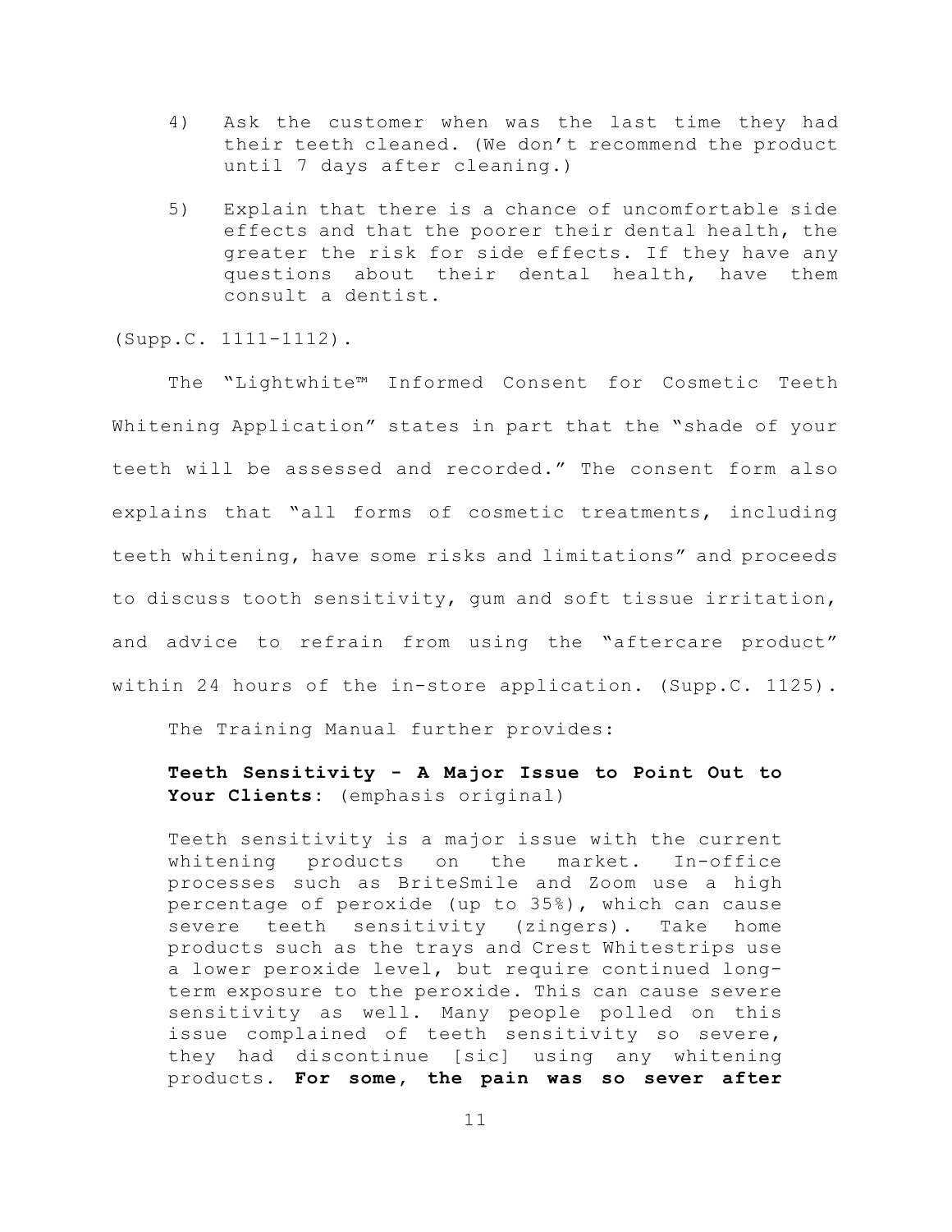4) Ask the customer when was the last time they had their teeth cleaned. (We don't recommend the product until 7 days after cleaning.)

5) Explain that there is a chance of uncomfortable side effects and that the poorer their dental health, the greater the risk for side effects. If they have any questions about their dental health, have them consult a dentist.

(Supp.C. 1111-1112).

The "Lightwhite™ Informed Consent for Cosmetic Teeth Whitening Application" states in part that the "shade of your teeth will be assessed and recorded." The consent form also explains that "all forms of cosmetic treatments, including teeth whitening, have some risks and limitations" and proceeds to discuss tooth sensitivity, gum and soft tissue irritation, and advice to refrain from using the "aftercare product" within 24 hours of the in-store application. (Supp.C. 1125).

The Training Manual further provides:

> **Teeth Sensitivity - A Major Issue to Point Out to Your Clients**: (emphasis original)
>
> Teeth sensitivity is a major issue with the current whitening products on the market. In-office processes such as BriteSmile and Zoom use a high percentage of peroxide (up to 35%), which can cause severe teeth sensitivity (zingers). Take home products such as the trays and Crest Whitestrips use a lower peroxide level, but require continued long-term exposure to the peroxide. This can cause severe sensitivity as well. Many people polled on this issue complained of teeth sensitivity so severe, they had discontinue [sic] using any whitening products. **For some, the pain was so sever after**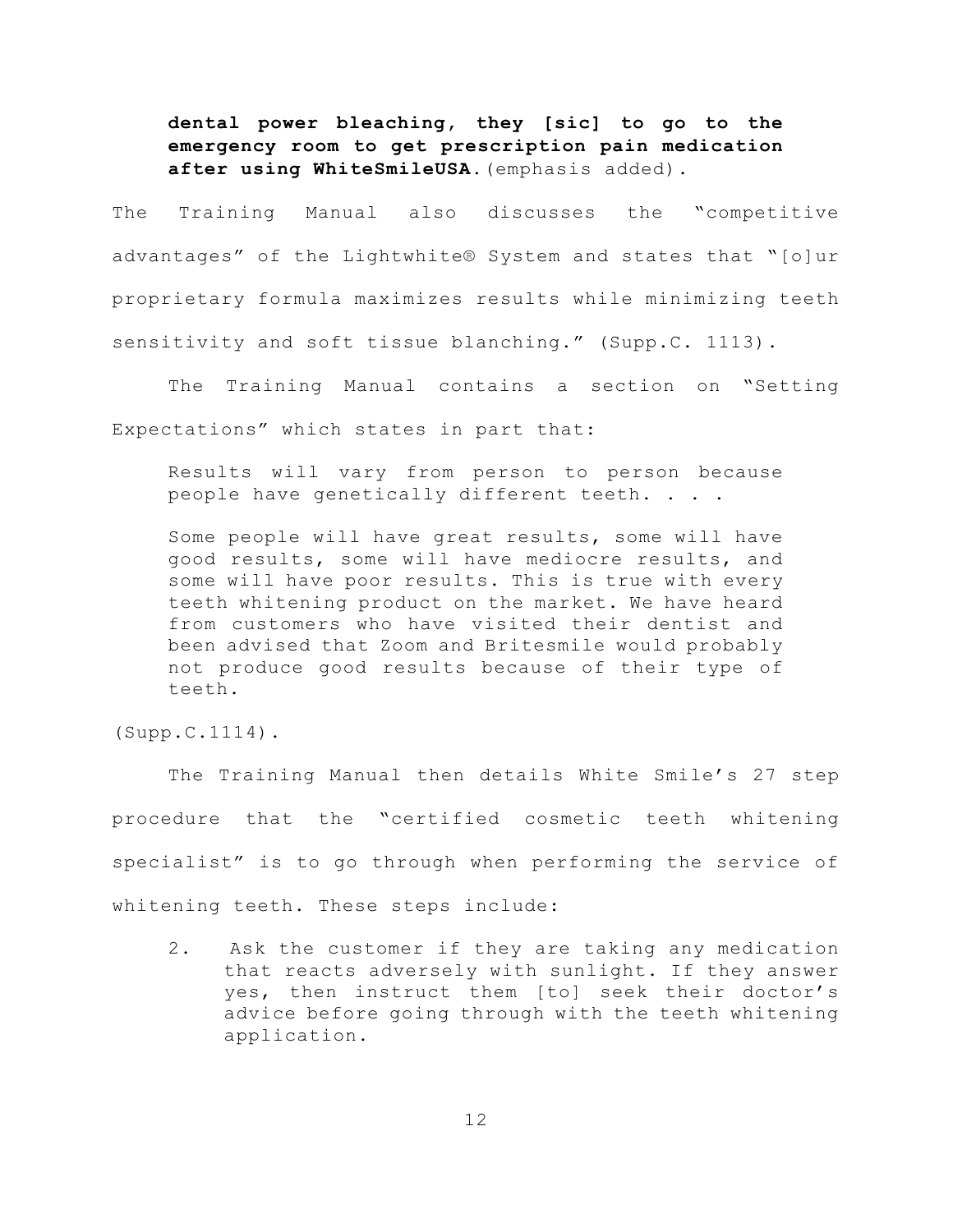> **dental power bleaching, they [sic] to go to the emergency room to get prescription pain medication after using WhiteSmileUSA.** (emphasis added).

The Training Manual also discusses the "competitive advantages" of the Lightwhite® System and states that "[o]ur proprietary formula maximizes results while minimizing teeth sensitivity and soft tissue blanching." (Supp.C. 1113).

The Training Manual contains a section on "Setting Expectations" which states in part that:

> Results will vary from person to person because people have genetically different teeth. . . .
>
> Some people will have great results, some will have good results, some will have mediocre results, and some will have poor results. This is true with every teeth whitening product on the market. We have heard from customers who have visited their dentist and been advised that Zoom and Britesmile would probably not produce good results because of their type of teeth.

(Supp.C.1114).

The Training Manual then details White Smile's 27 step procedure that the "certified cosmetic teeth whitening specialist" is to go through when performing the service of whitening teeth. These steps include:

> 2. Ask the customer if they are taking any medication that reacts adversely with sunlight. If they answer yes, then instruct them [to] seek their doctor's advice before going through with the teeth whitening application.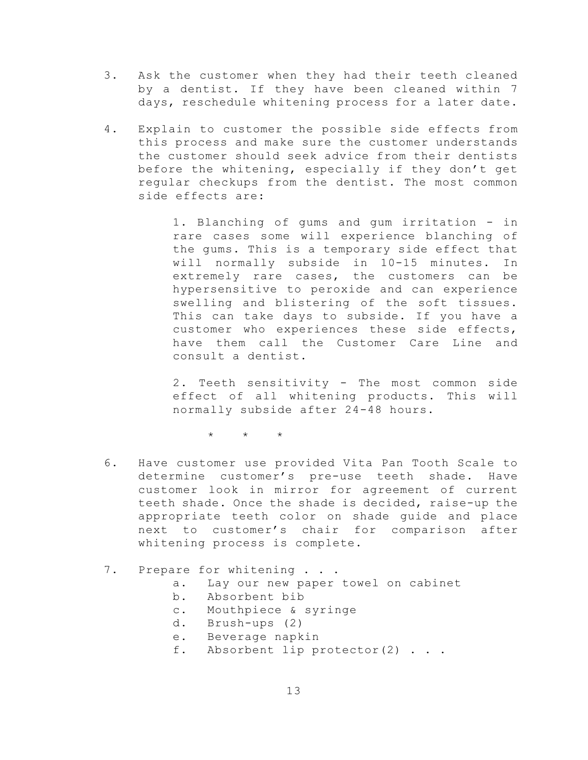3. Ask the customer when they had their teeth cleaned by a dentist. If they have been cleaned within 7 days, reschedule whitening process for a later date.

4. Explain to customer the possible side effects from this process and make sure the customer understands the customer should seek advice from their dentists before the whitening, especially if they don't get regular checkups from the dentist. The most common side effects are:

   1. Blanching of gums and gum irritation - in rare cases some will experience blanching of the gums. This is a temporary side effect that will normally subside in 10-15 minutes. In extremely rare cases, the customers can be hypersensitive to peroxide and can experience swelling and blistering of the soft tissues. This can take days to subside. If you have a customer who experiences these side effects, have them call the Customer Care Line and consult a dentist.

   2. Teeth sensitivity - The most common side effect of all whitening products. This will normally subside after 24-48 hours.

\* \* \*

6. Have customer use provided Vita Pan Tooth Scale to determine customer's pre-use teeth shade. Have customer look in mirror for agreement of current teeth shade. Once the shade is decided, raise-up the appropriate teeth color on shade guide and place next to customer's chair for comparison after whitening process is complete.

7. Prepare for whitening . . .
   a. Lay our new paper towel on cabinet
   b. Absorbent bib
   c. Mouthpiece & syringe
   d. Brush-ups (2)
   e. Beverage napkin
   f. Absorbent lip protector(2) . . .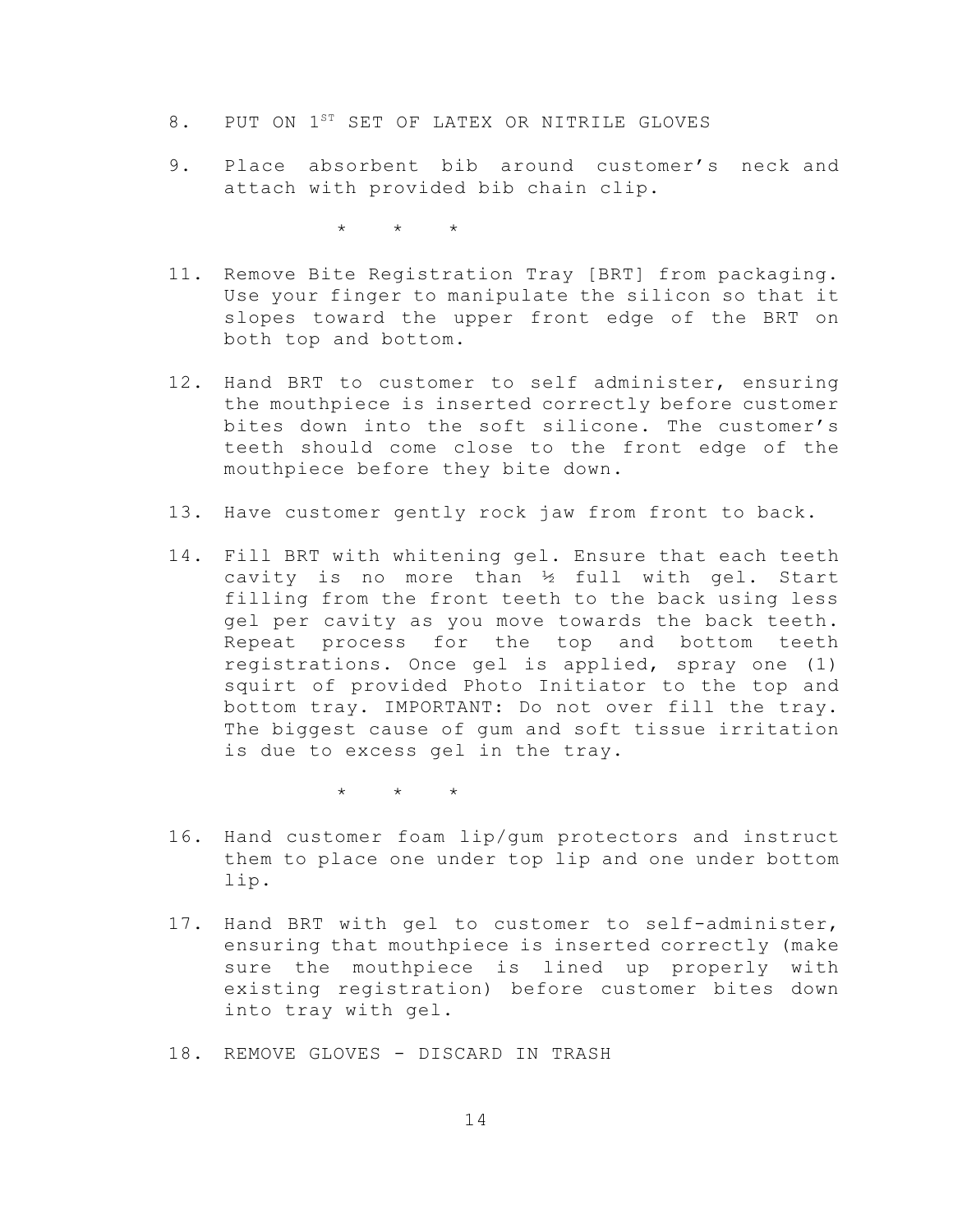8. PUT ON 1ST SET OF LATEX OR NITRILE GLOVES

9. Place absorbent bib around customer's neck and attach with provided bib chain clip.

\* \* \*

11. Remove Bite Registration Tray [BRT] from packaging. Use your finger to manipulate the silicon so that it slopes toward the upper front edge of the BRT on both top and bottom.

12. Hand BRT to customer to self administer, ensuring the mouthpiece is inserted correctly before customer bites down into the soft silicone. The customer's teeth should come close to the front edge of the mouthpiece before they bite down.

13. Have customer gently rock jaw from front to back.

14. Fill BRT with whitening gel. Ensure that each teeth cavity is no more than ½ full with gel. Start filling from the front teeth to the back using less gel per cavity as you move towards the back teeth. Repeat process for the top and bottom teeth registrations. Once gel is applied, spray one (1) squirt of provided Photo Initiator to the top and bottom tray. IMPORTANT: Do not over fill the tray. The biggest cause of gum and soft tissue irritation is due to excess gel in the tray.

\* \* \*

16. Hand customer foam lip/gum protectors and instruct them to place one under top lip and one under bottom lip.

17. Hand BRT with gel to customer to self-administer, ensuring that mouthpiece is inserted correctly (make sure the mouthpiece is lined up properly with existing registration) before customer bites down into tray with gel.

18. REMOVE GLOVES - DISCARD IN TRASH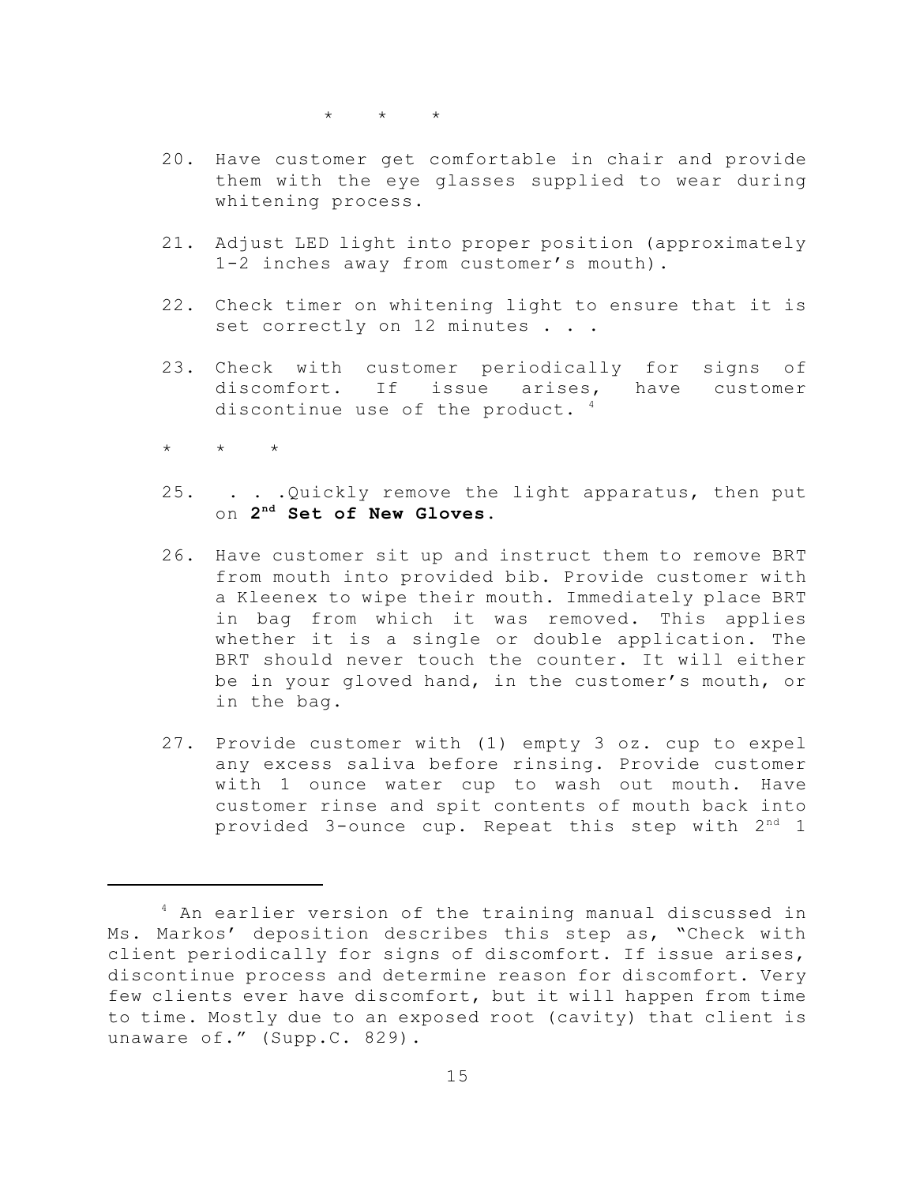\* \* \*

20. Have customer get comfortable in chair and provide them with the eye glasses supplied to wear during whitening process.

21. Adjust LED light into proper position (approximately 1-2 inches away from customer's mouth).

22. Check timer on whitening light to ensure that it is set correctly on 12 minutes . . .

23. Check with customer periodically for signs of discomfort. If issue arises, have customer discontinue use of the product. [4]

\* \* \*

25. . . .Quickly remove the light apparatus, then put on **2nd Set of New Gloves.**

26. Have customer sit up and instruct them to remove BRT from mouth into provided bib. Provide customer with a Kleenex to wipe their mouth. Immediately place BRT in bag from which it was removed. This applies whether it is a single or double application. The BRT should never touch the counter. It will either be in your gloved hand, in the customer's mouth, or in the bag.

27. Provide customer with (1) empty 3 oz. cup to expel any excess saliva before rinsing. Provide customer with 1 ounce water cup to wash out mouth. Have customer rinse and spit contents of mouth back into provided 3-ounce cup. Repeat this step with 2nd 1

---

[4] An earlier version of the training manual discussed in Ms. Markos' deposition describes this step as, "Check with client periodically for signs of discomfort. If issue arises, discontinue process and determine reason for discomfort. Very few clients ever have discomfort, but it will happen from time to time. Mostly due to an exposed root (cavity) that client is unaware of." (Supp.C. 829).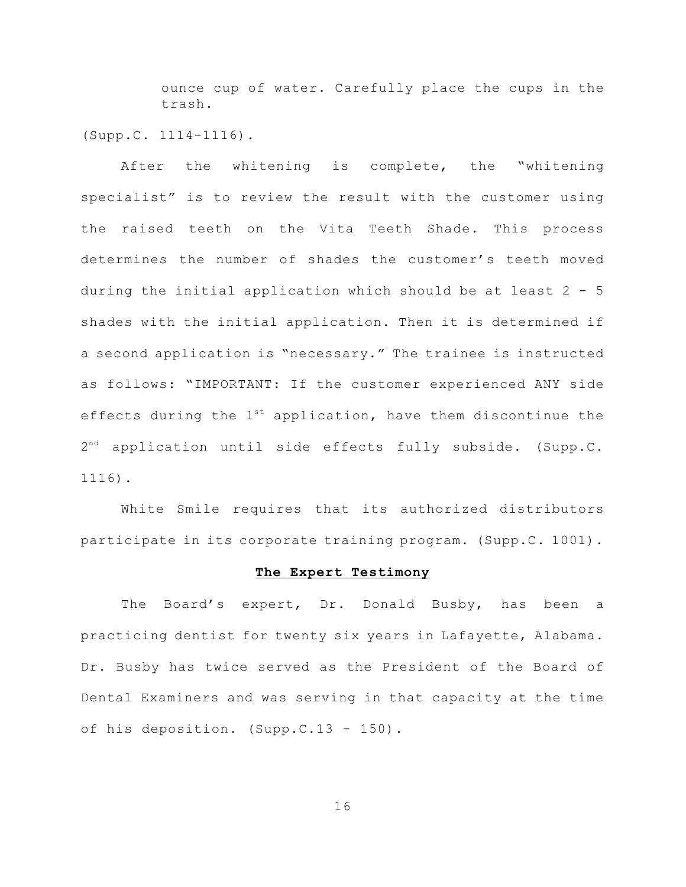ounce cup of water. Carefully place the cups in the trash.

(Supp.C. 1114-1116).

After the whitening is complete, the "whitening specialist" is to review the result with the customer using the raised teeth on the Vita Teeth Shade. This process determines the number of shades the customer's teeth moved during the initial application which should be at least 2 - 5 shades with the initial application. Then it is determined if a second application is "necessary." The trainee is instructed as follows: "IMPORTANT: If the customer experienced ANY side effects during the 1st application, have them discontinue the 2nd application until side effects fully subside. (Supp.C. 1116).

White Smile requires that its authorized distributors participate in its corporate training program. (Supp.C. 1001).

## **The Expert Testimony**

The Board's expert, Dr. Donald Busby, has been a practicing dentist for twenty six years in Lafayette, Alabama. Dr. Busby has twice served as the President of the Board of Dental Examiners and was serving in that capacity at the time of his deposition. (Supp.C.13 - 150).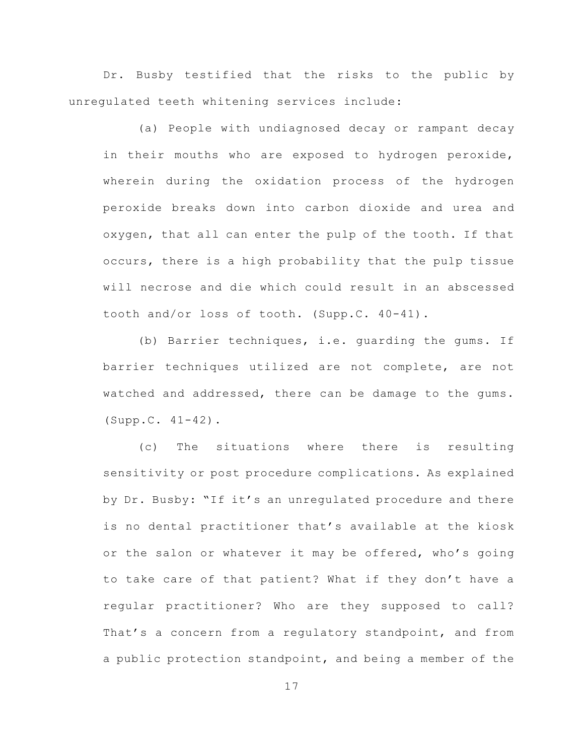Dr. Busby testified that the risks to the public by unregulated teeth whitening services include:

(a) People with undiagnosed decay or rampant decay in their mouths who are exposed to hydrogen peroxide, wherein during the oxidation process of the hydrogen peroxide breaks down into carbon dioxide and urea and oxygen, that all can enter the pulp of the tooth. If that occurs, there is a high probability that the pulp tissue will necrose and die which could result in an abscessed tooth and/or loss of tooth. (Supp.C. 40-41).

(b) Barrier techniques, i.e. guarding the gums. If barrier techniques utilized are not complete, are not watched and addressed, there can be damage to the gums. (Supp.C. 41-42).

(c) The situations where there is resulting sensitivity or post procedure complications. As explained by Dr. Busby: "If it's an unregulated procedure and there is no dental practitioner that's available at the kiosk or the salon or whatever it may be offered, who's going to take care of that patient? What if they don't have a regular practitioner? Who are they supposed to call? That's a concern from a regulatory standpoint, and from a public protection standpoint, and being a member of the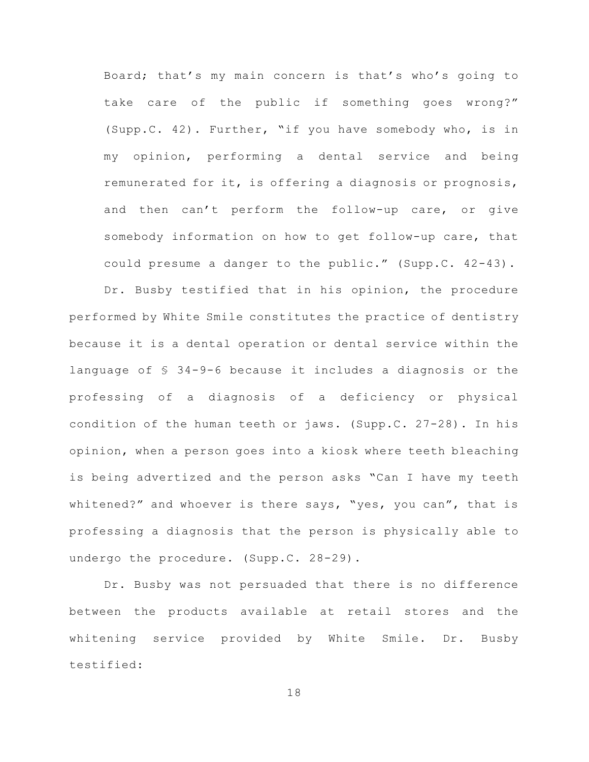Board; that's my main concern is that's who's going to take care of the public if something goes wrong?" (Supp.C. 42). Further, "if you have somebody who, is in my opinion, performing a dental service and being remunerated for it, is offering a diagnosis or prognosis, and then can't perform the follow-up care, or give somebody information on how to get follow-up care, that could presume a danger to the public." (Supp.C. 42-43).

Dr. Busby testified that in his opinion, the procedure performed by White Smile constitutes the practice of dentistry because it is a dental operation or dental service within the language of § 34-9-6 because it includes a diagnosis or the professing of a diagnosis of a deficiency or physical condition of the human teeth or jaws. (Supp.C. 27-28). In his opinion, when a person goes into a kiosk where teeth bleaching is being advertized and the person asks "Can I have my teeth whitened?" and whoever is there says, "yes, you can", that is professing a diagnosis that the person is physically able to undergo the procedure. (Supp.C. 28-29).

Dr. Busby was not persuaded that there is no difference between the products available at retail stores and the whitening service provided by White Smile. Dr. Busby testified: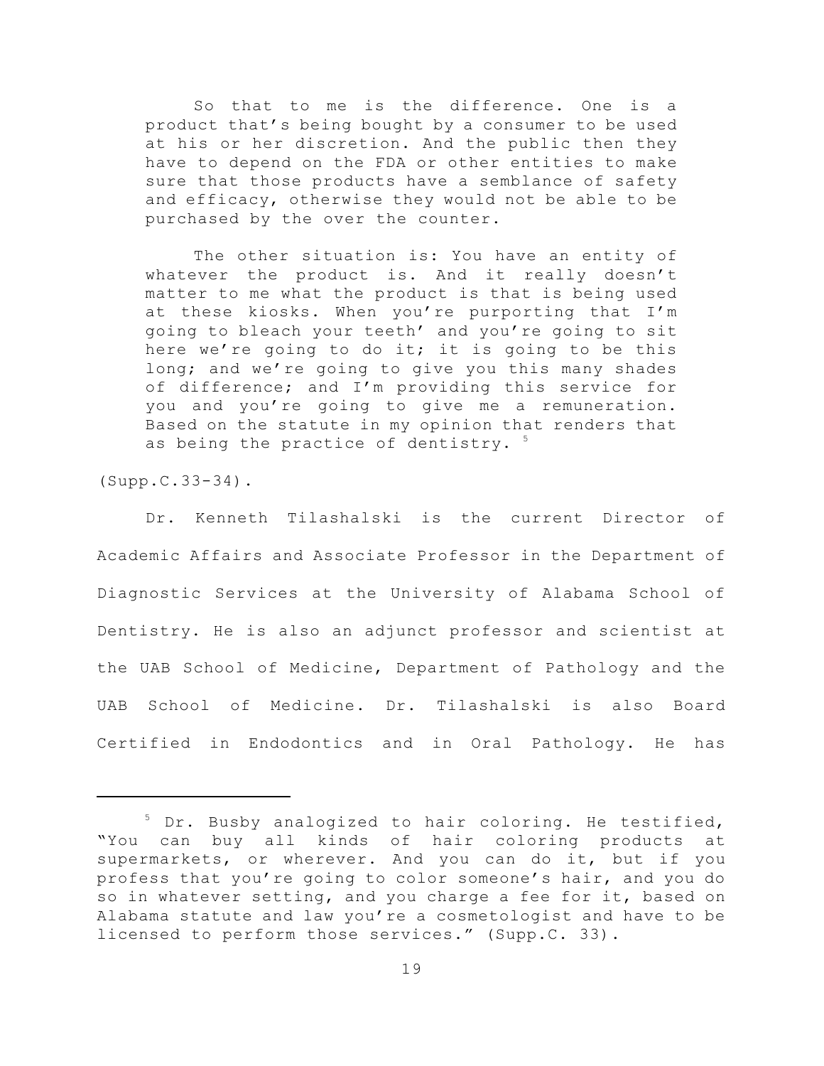> So that to me is the difference. One is a product that's being bought by a consumer to be used at his or her discretion. And the public then they have to depend on the FDA or other entities to make sure that those products have a semblance of safety and efficacy, otherwise they would not be able to be purchased by the over the counter.
>
> The other situation is: You have an entity of whatever the product is. And it really doesn't matter to me what the product is that is being used at these kiosks. When you're purporting that I'm going to bleach your teeth' and you're going to sit here we're going to do it; it is going to be this long; and we're going to give you this many shades of difference; and I'm providing this service for you and you're going to give me a remuneration. Based on the statute in my opinion that renders that as being the practice of dentistry. [5]

(Supp.C.33-34).

Dr. Kenneth Tilashalski is the current Director of Academic Affairs and Associate Professor in the Department of Diagnostic Services at the University of Alabama School of Dentistry. He is also an adjunct professor and scientist at the UAB School of Medicine, Department of Pathology and the UAB School of Medicine. Dr. Tilashalski is also Board Certified in Endodontics and in Oral Pathology. He has

---

[5] Dr. Busby analogized to hair coloring. He testified, "You can buy all kinds of hair coloring products at supermarkets, or wherever. And you can do it, but if you profess that you're going to color someone's hair, and you do so in whatever setting, and you charge a fee for it, based on Alabama statute and law you're a cosmetologist and have to be licensed to perform those services." (Supp.C. 33).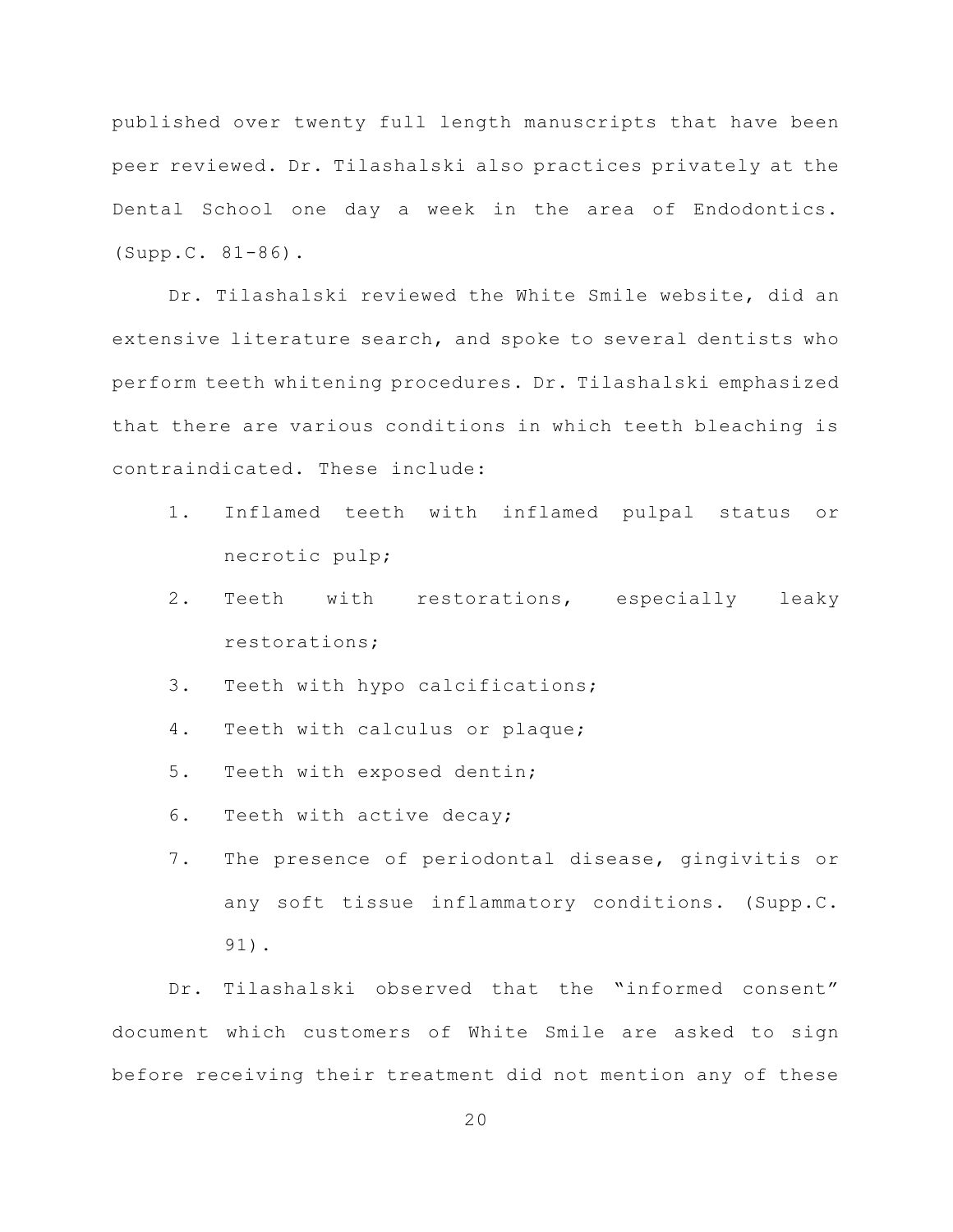published over twenty full length manuscripts that have been peer reviewed. Dr. Tilashalski also practices privately at the Dental School one day a week in the area of Endodontics. (Supp.C. 81-86).

Dr. Tilashalski reviewed the White Smile website, did an extensive literature search, and spoke to several dentists who perform teeth whitening procedures. Dr. Tilashalski emphasized that there are various conditions in which teeth bleaching is contraindicated. These include:

1. Inflamed teeth with inflamed pulpal status or necrotic pulp;
2. Teeth with restorations, especially leaky restorations;
3. Teeth with hypo calcifications;
4. Teeth with calculus or plaque;
5. Teeth with exposed dentin;
6. Teeth with active decay;
7. The presence of periodontal disease, gingivitis or any soft tissue inflammatory conditions. (Supp.C. 91).

Dr. Tilashalski observed that the "informed consent" document which customers of White Smile are asked to sign before receiving their treatment did not mention any of these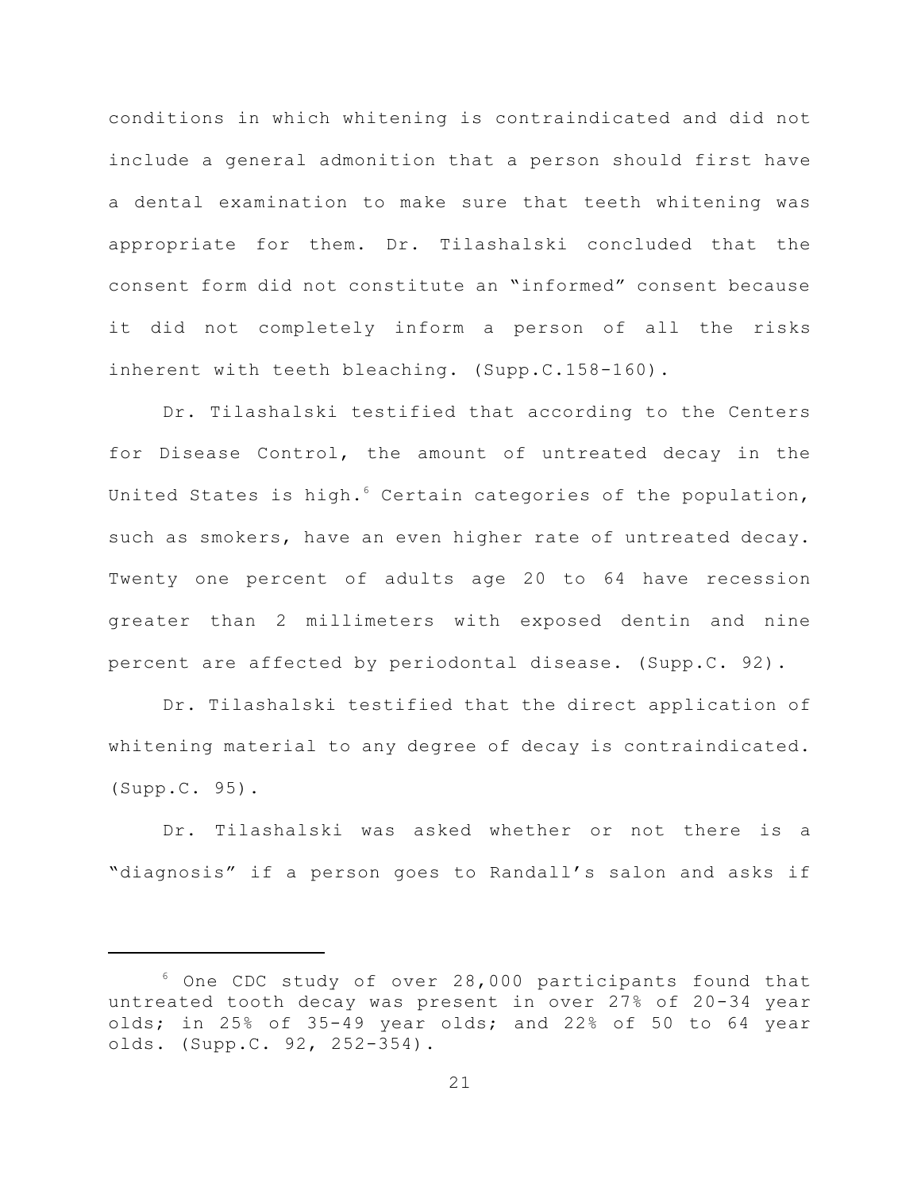conditions in which whitening is contraindicated and did not include a general admonition that a person should first have a dental examination to make sure that teeth whitening was appropriate for them. Dr. Tilashalski concluded that the consent form did not constitute an "informed" consent because it did not completely inform a person of all the risks inherent with teeth bleaching. (Supp.C.158-160).

Dr. Tilashalski testified that according to the Centers for Disease Control, the amount of untreated decay in the United States is high.[6] Certain categories of the population, such as smokers, have an even higher rate of untreated decay. Twenty one percent of adults age 20 to 64 have recession greater than 2 millimeters with exposed dentin and nine percent are affected by periodontal disease. (Supp.C. 92).

Dr. Tilashalski testified that the direct application of whitening material to any degree of decay is contraindicated. (Supp.C. 95).

Dr. Tilashalski was asked whether or not there is a "diagnosis" if a person goes to Randall's salon and asks if

---

[6] One CDC study of over 28,000 participants found that untreated tooth decay was present in over 27% of 20-34 year olds; in 25% of 35-49 year olds; and 22% of 50 to 64 year olds. (Supp.C. 92, 252-354).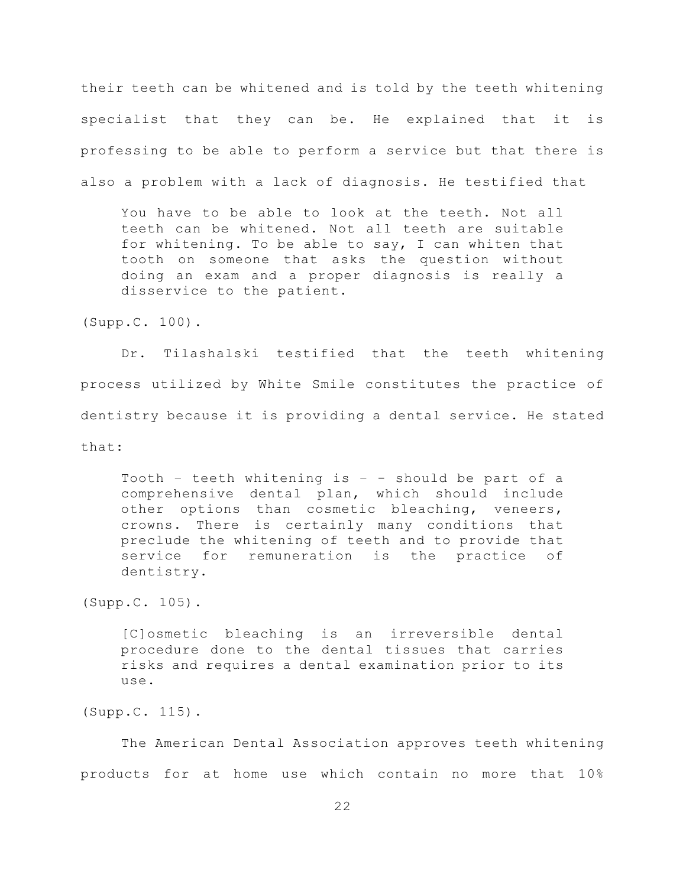their teeth can be whitened and is told by the teeth whitening specialist that they can be. He explained that it is professing to be able to perform a service but that there is also a problem with a lack of diagnosis. He testified that

> You have to be able to look at the teeth. Not all teeth can be whitened. Not all teeth are suitable for whitening. To be able to say, I can whiten that tooth on someone that asks the question without doing an exam and a proper diagnosis is really a disservice to the patient.

(Supp.C. 100).

Dr. Tilashalski testified that the teeth whitening process utilized by White Smile constitutes the practice of dentistry because it is providing a dental service. He stated that:

> Tooth – teeth whitening is – - should be part of a comprehensive dental plan, which should include other options than cosmetic bleaching, veneers, crowns. There is certainly many conditions that preclude the whitening of teeth and to provide that service for remuneration is the practice of dentistry.

(Supp.C. 105).

> [C]osmetic bleaching is an irreversible dental procedure done to the dental tissues that carries risks and requires a dental examination prior to its use.

(Supp.C. 115).

The American Dental Association approves teeth whitening products for at home use which contain no more that 10%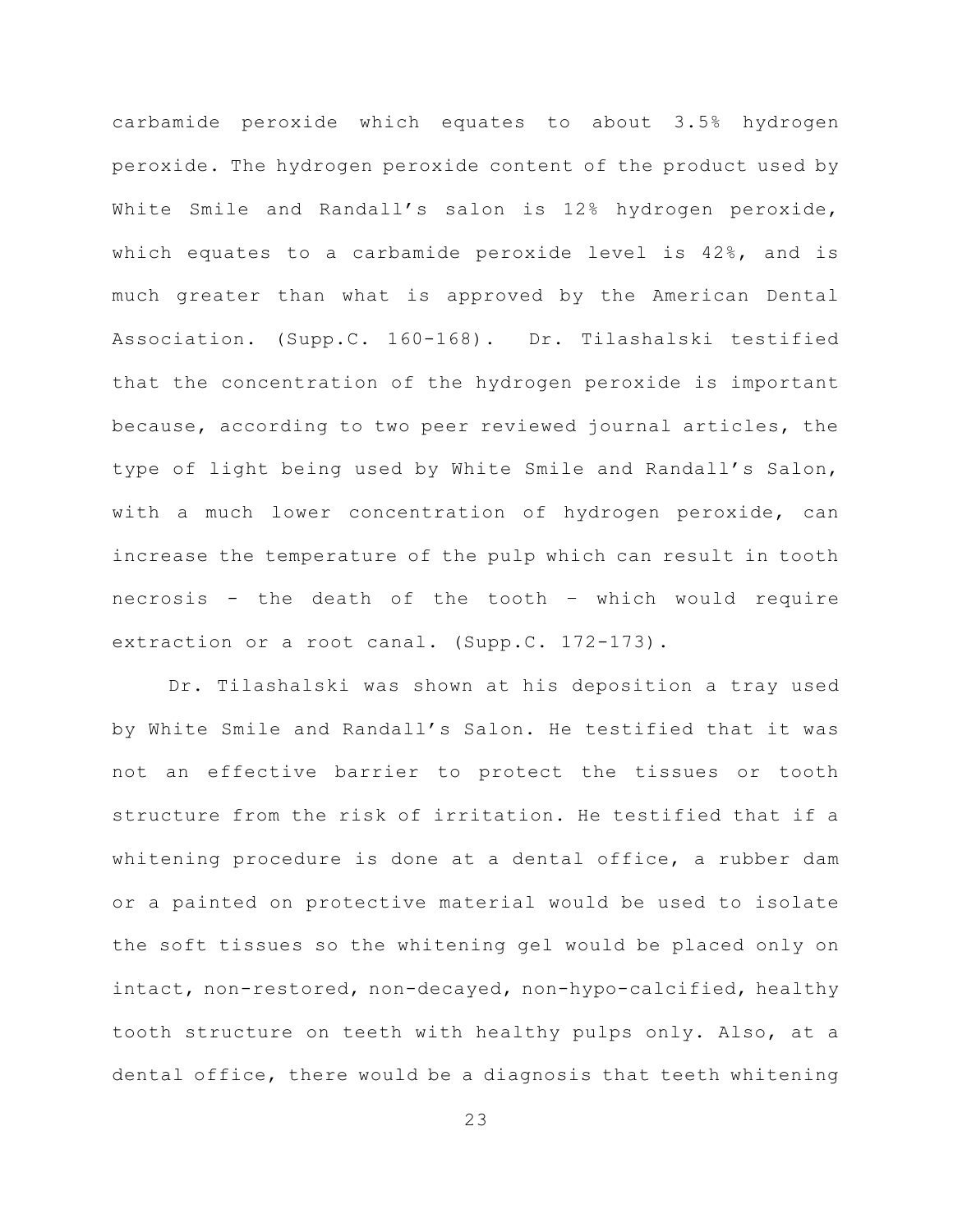carbamide peroxide which equates to about 3.5% hydrogen peroxide. The hydrogen peroxide content of the product used by White Smile and Randall's salon is 12% hydrogen peroxide, which equates to a carbamide peroxide level is 42%, and is much greater than what is approved by the American Dental Association. (Supp.C. 160-168). Dr. Tilashalski testified that the concentration of the hydrogen peroxide is important because, according to two peer reviewed journal articles, the type of light being used by White Smile and Randall's Salon, with a much lower concentration of hydrogen peroxide, can increase the temperature of the pulp which can result in tooth necrosis - the death of the tooth – which would require extraction or a root canal. (Supp.C. 172-173).

Dr. Tilashalski was shown at his deposition a tray used by White Smile and Randall's Salon. He testified that it was not an effective barrier to protect the tissues or tooth structure from the risk of irritation. He testified that if a whitening procedure is done at a dental office, a rubber dam or a painted on protective material would be used to isolate the soft tissues so the whitening gel would be placed only on intact, non-restored, non-decayed, non-hypo-calcified, healthy tooth structure on teeth with healthy pulps only. Also, at a dental office, there would be a diagnosis that teeth whitening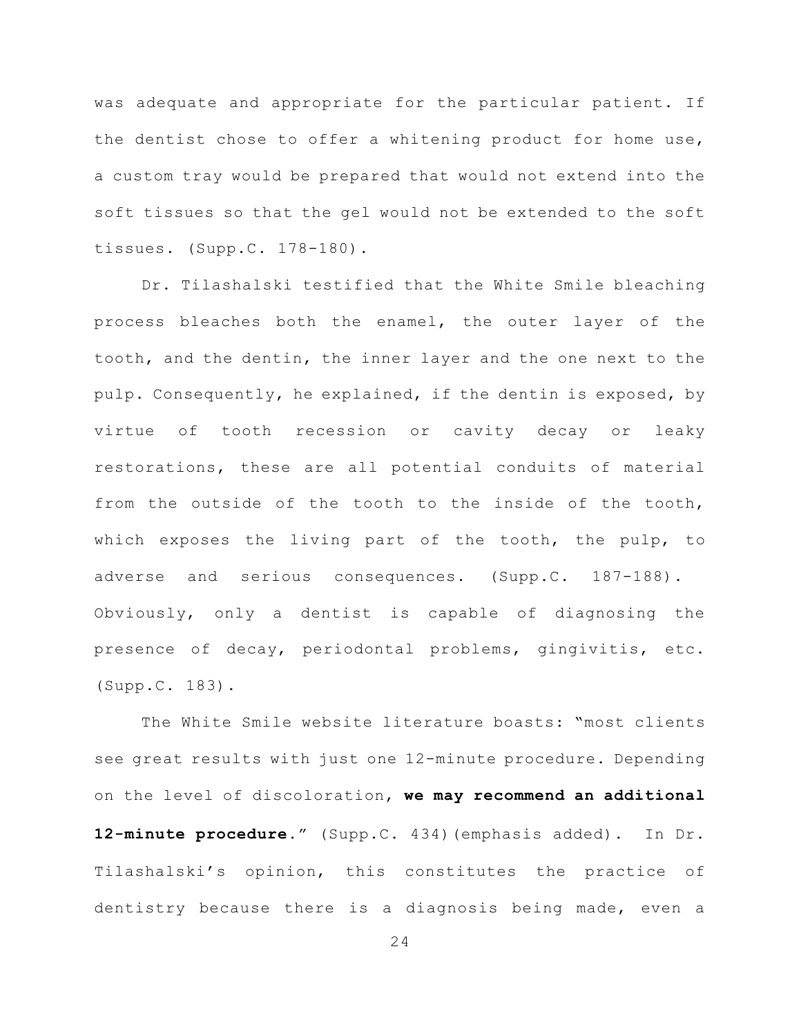was adequate and appropriate for the particular patient. If the dentist chose to offer a whitening product for home use, a custom tray would be prepared that would not extend into the soft tissues so that the gel would not be extended to the soft tissues. (Supp.C. 178-180).

Dr. Tilashalski testified that the White Smile bleaching process bleaches both the enamel, the outer layer of the tooth, and the dentin, the inner layer and the one next to the pulp. Consequently, he explained, if the dentin is exposed, by virtue of tooth recession or cavity decay or leaky restorations, these are all potential conduits of material from the outside of the tooth to the inside of the tooth, which exposes the living part of the tooth, the pulp, to adverse and serious consequences. (Supp.C. 187-188). Obviously, only a dentist is capable of diagnosing the presence of decay, periodontal problems, gingivitis, etc. (Supp.C. 183).

The White Smile website literature boasts: "most clients see great results with just one 12-minute procedure. Depending on the level of discoloration, **we may recommend an additional 12-minute procedure**." (Supp.C. 434)(emphasis added). In Dr. Tilashalski's opinion, this constitutes the practice of dentistry because there is a diagnosis being made, even a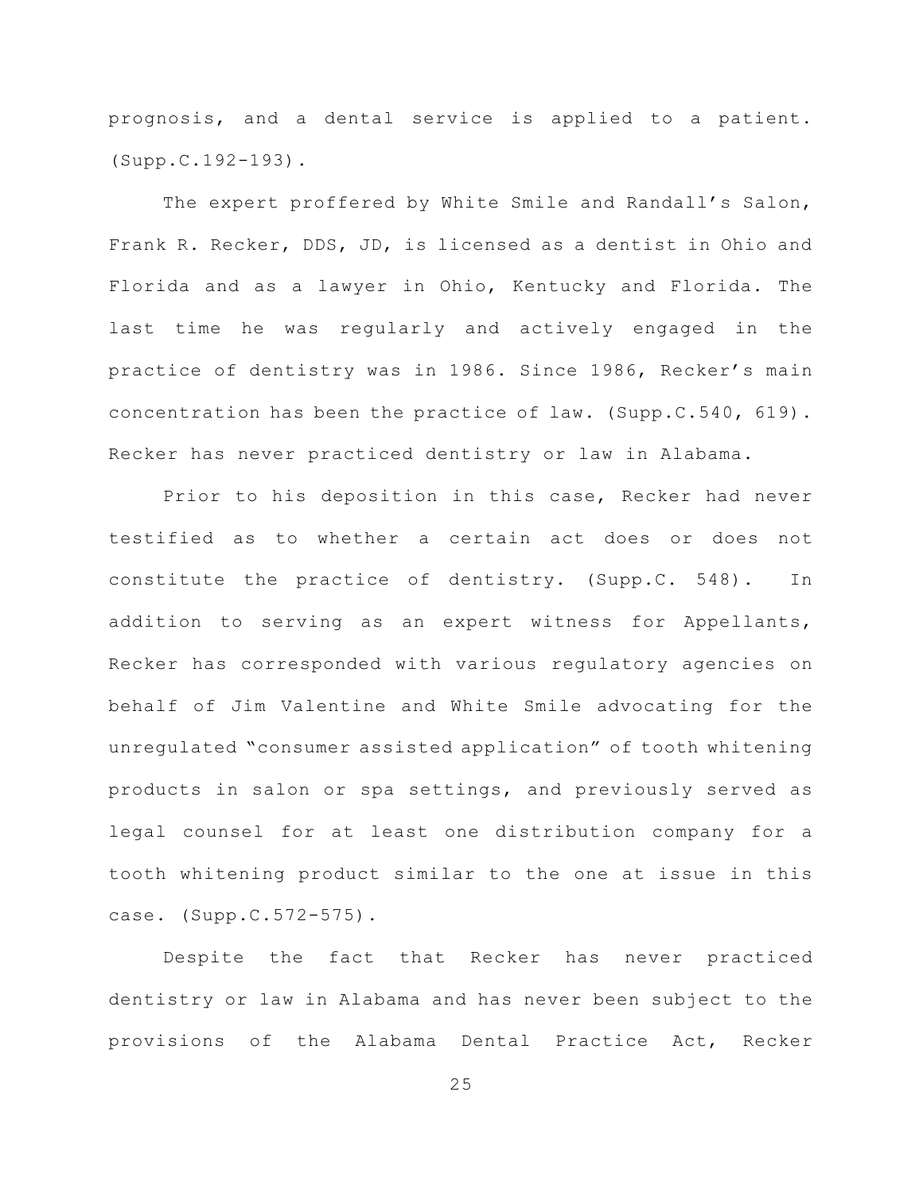prognosis, and a dental service is applied to a patient. (Supp.C.192-193).

The expert proffered by White Smile and Randall's Salon, Frank R. Recker, DDS, JD, is licensed as a dentist in Ohio and Florida and as a lawyer in Ohio, Kentucky and Florida. The last time he was regularly and actively engaged in the practice of dentistry was in 1986. Since 1986, Recker's main concentration has been the practice of law. (Supp.C.540, 619). Recker has never practiced dentistry or law in Alabama.

Prior to his deposition in this case, Recker had never testified as to whether a certain act does or does not constitute the practice of dentistry. (Supp.C. 548). In addition to serving as an expert witness for Appellants, Recker has corresponded with various regulatory agencies on behalf of Jim Valentine and White Smile advocating for the unregulated "consumer assisted application" of tooth whitening products in salon or spa settings, and previously served as legal counsel for at least one distribution company for a tooth whitening product similar to the one at issue in this case. (Supp.C.572-575).

Despite the fact that Recker has never practiced dentistry or law in Alabama and has never been subject to the provisions of the Alabama Dental Practice Act, Recker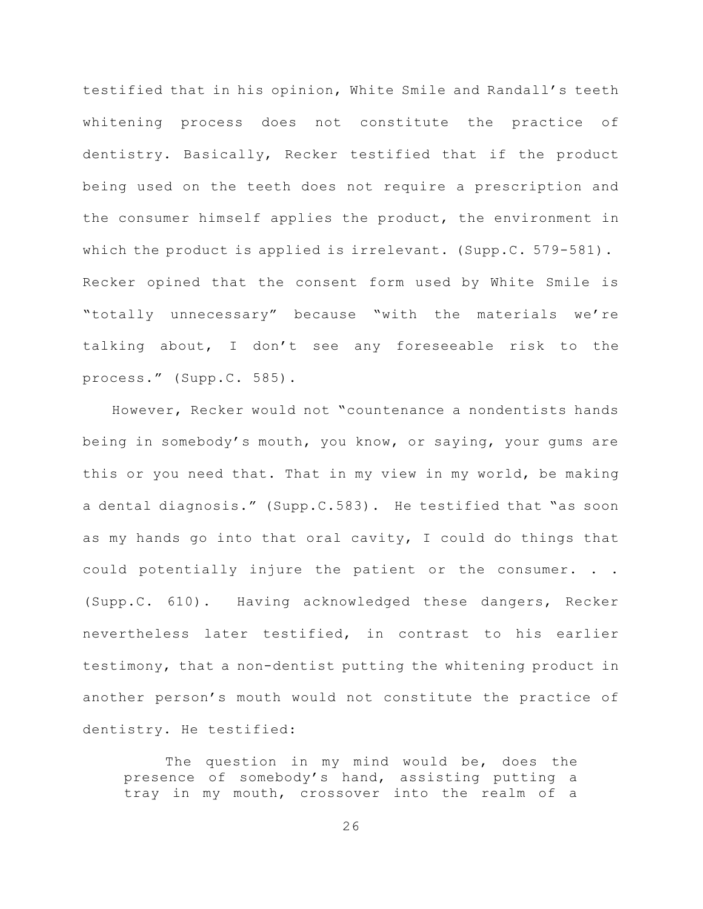testified that in his opinion, White Smile and Randall's teeth whitening process does not constitute the practice of dentistry. Basically, Recker testified that if the product being used on the teeth does not require a prescription and the consumer himself applies the product, the environment in which the product is applied is irrelevant. (Supp.C. 579-581). Recker opined that the consent form used by White Smile is "totally unnecessary" because "with the materials we're talking about, I don't see any foreseeable risk to the process." (Supp.C. 585).

However, Recker would not "countenance a nondentists hands being in somebody's mouth, you know, or saying, your gums are this or you need that. That in my view in my world, be making a dental diagnosis." (Supp.C.583). He testified that "as soon as my hands go into that oral cavity, I could do things that could potentially injure the patient or the consumer. . . (Supp.C. 610). Having acknowledged these dangers, Recker nevertheless later testified, in contrast to his earlier testimony, that a non-dentist putting the whitening product in another person's mouth would not constitute the practice of dentistry. He testified:

> The question in my mind would be, does the presence of somebody's hand, assisting putting a tray in my mouth, crossover into the realm of a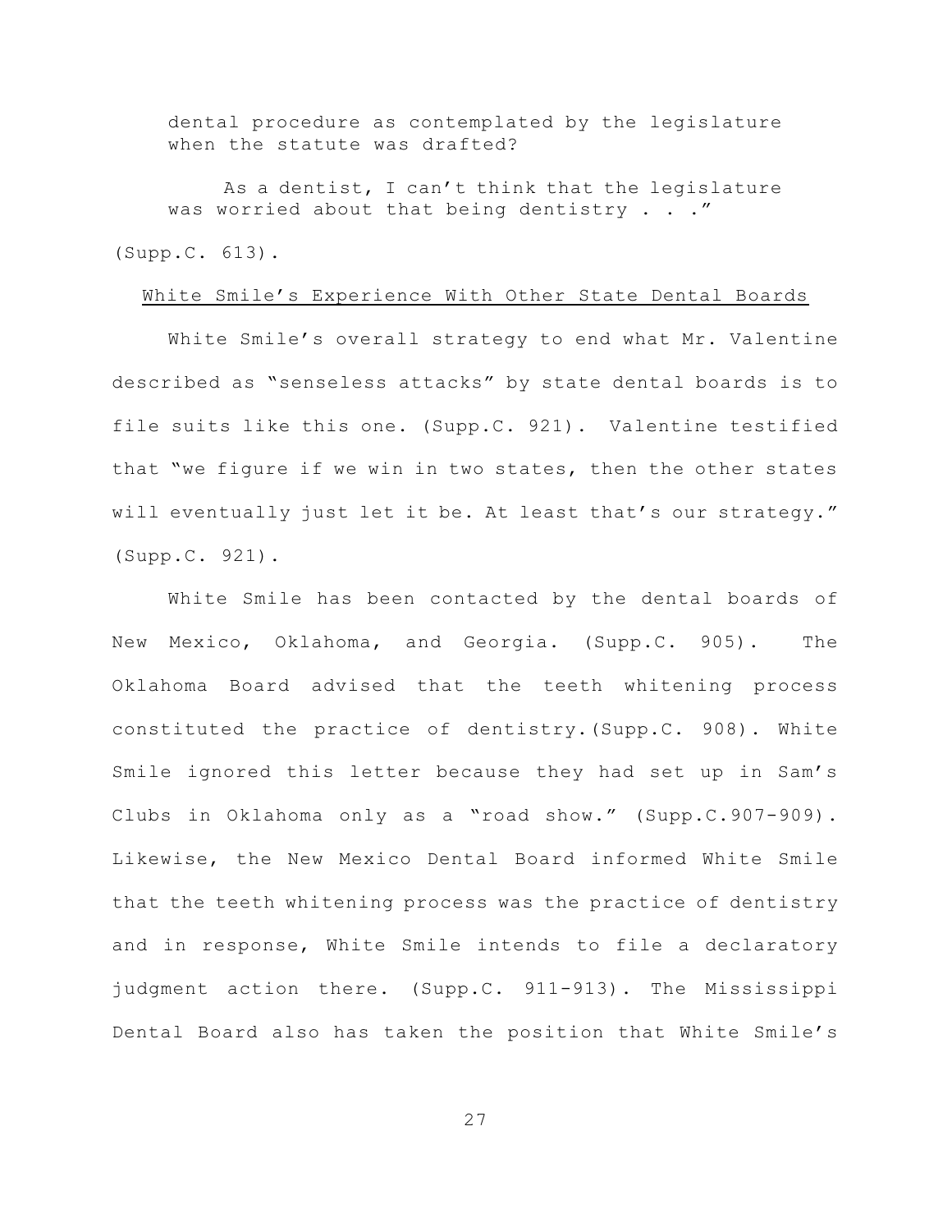> dental procedure as contemplated by the legislature when the statute was drafted?
>
> As a dentist, I can't think that the legislature was worried about that being dentistry . . ."

(Supp.C. 613).

White Smile's Experience With Other State Dental Boards

White Smile's overall strategy to end what Mr. Valentine described as "senseless attacks" by state dental boards is to file suits like this one. (Supp.C. 921). Valentine testified that "we figure if we win in two states, then the other states will eventually just let it be. At least that's our strategy." (Supp.C. 921).

White Smile has been contacted by the dental boards of New Mexico, Oklahoma, and Georgia. (Supp.C. 905). The Oklahoma Board advised that the teeth whitening process constituted the practice of dentistry.(Supp.C. 908). White Smile ignored this letter because they had set up in Sam's Clubs in Oklahoma only as a "road show." (Supp.C.907-909). Likewise, the New Mexico Dental Board informed White Smile that the teeth whitening process was the practice of dentistry and in response, White Smile intends to file a declaratory judgment action there. (Supp.C. 911-913). The Mississippi Dental Board also has taken the position that White Smile's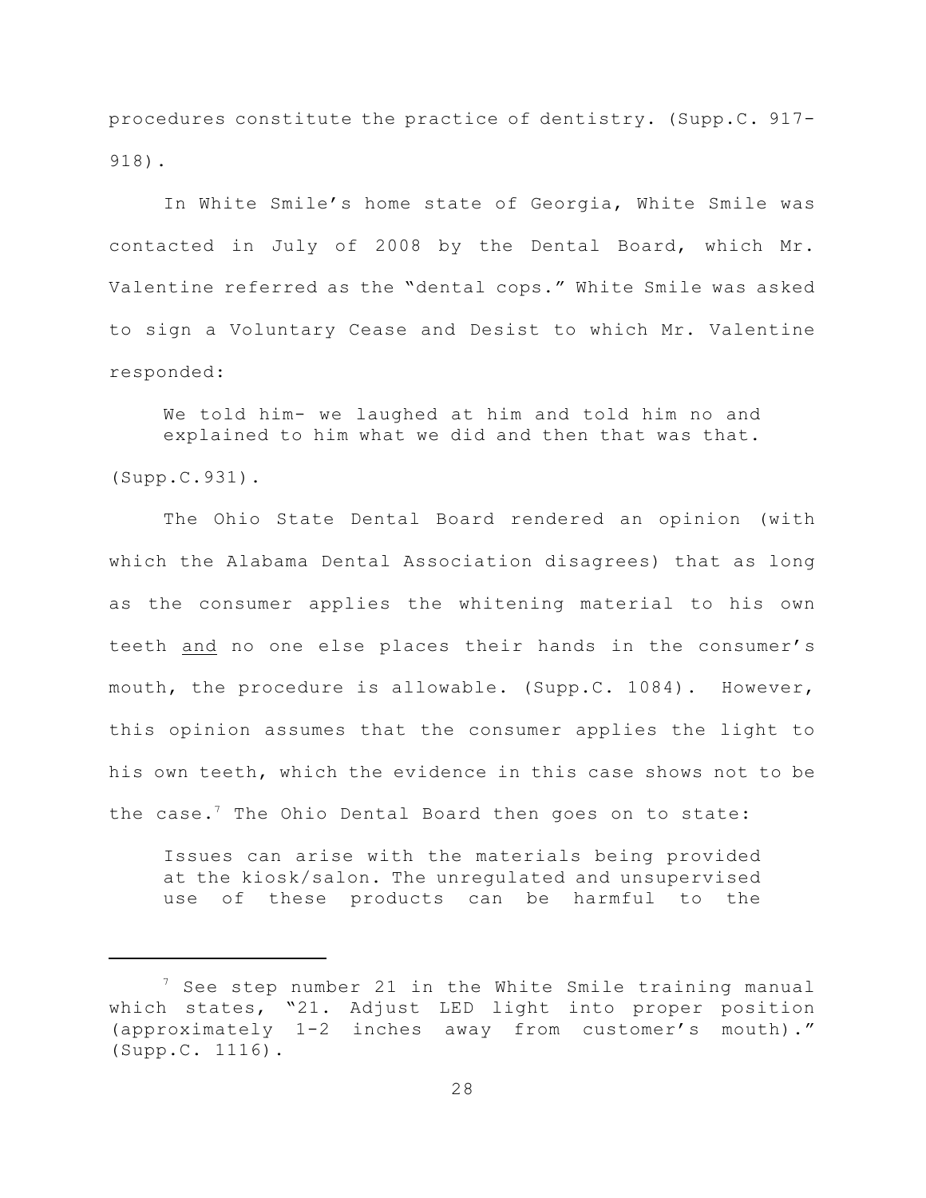procedures constitute the practice of dentistry. (Supp.C. 917-918).

In White Smile's home state of Georgia, White Smile was contacted in July of 2008 by the Dental Board, which Mr. Valentine referred as the "dental cops." White Smile was asked to sign a Voluntary Cease and Desist to which Mr. Valentine responded:

> We told him- we laughed at him and told him no and explained to him what we did and then that was that.

(Supp.C.931).

The Ohio State Dental Board rendered an opinion (with which the Alabama Dental Association disagrees) that as long as the consumer applies the whitening material to his own teeth <u>and</u> no one else places their hands in the consumer's mouth, the procedure is allowable. (Supp.C. 1084). However, this opinion assumes that the consumer applies the light to his own teeth, which the evidence in this case shows not to be the case.[7] The Ohio Dental Board then goes on to state:

> Issues can arise with the materials being provided at the kiosk/salon. The unregulated and unsupervised use of these products can be harmful to the

---

[7] See step number 21 in the White Smile training manual which states, "21. Adjust LED light into proper position (approximately 1-2 inches away from customer's mouth)." (Supp.C. 1116).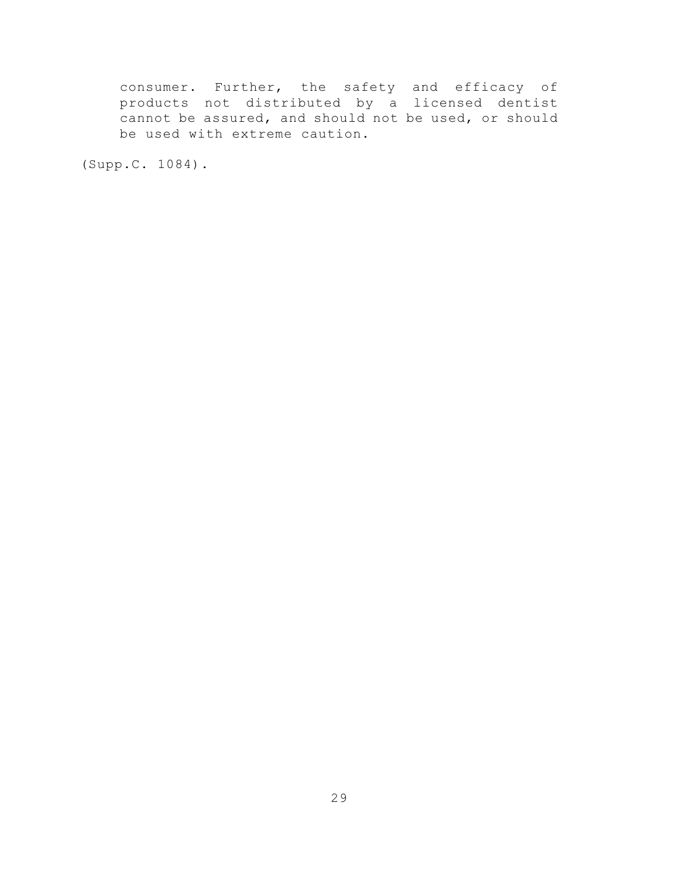> consumer. Further, the safety and efficacy of products not distributed by a licensed dentist cannot be assured, and should not be used, or should be used with extreme caution.

(Supp.C. 1084).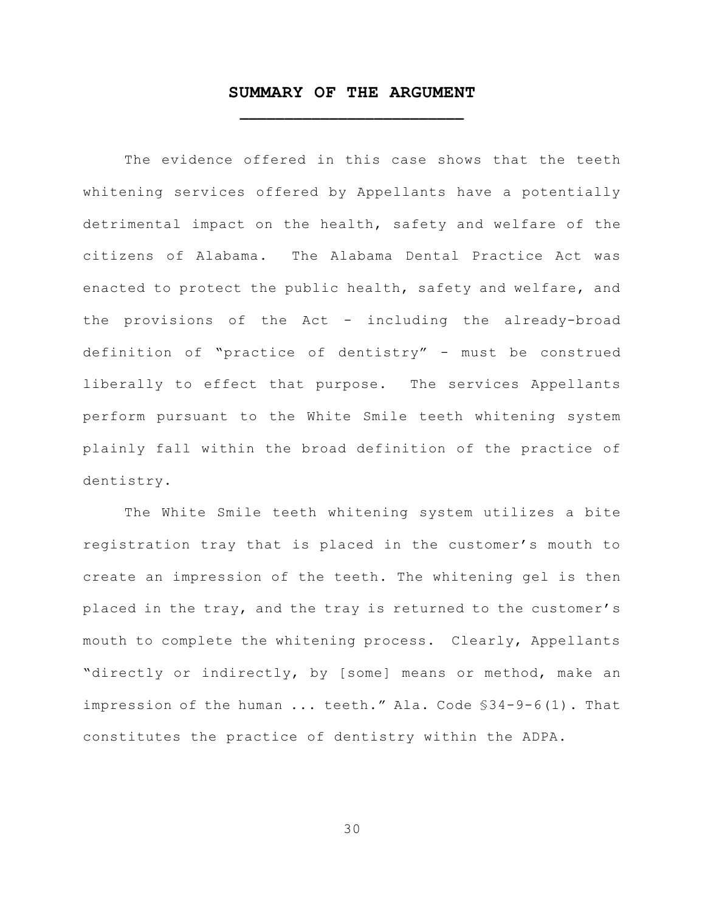## SUMMARY OF THE ARGUMENT

The evidence offered in this case shows that the teeth whitening services offered by Appellants have a potentially detrimental impact on the health, safety and welfare of the citizens of Alabama. The Alabama Dental Practice Act was enacted to protect the public health, safety and welfare, and the provisions of the Act - including the already-broad definition of "practice of dentistry" - must be construed liberally to effect that purpose. The services Appellants perform pursuant to the White Smile teeth whitening system plainly fall within the broad definition of the practice of dentistry.

The White Smile teeth whitening system utilizes a bite registration tray that is placed in the customer's mouth to create an impression of the teeth. The whitening gel is then placed in the tray, and the tray is returned to the customer's mouth to complete the whitening process. Clearly, Appellants "directly or indirectly, by [some] means or method, make an impression of the human ... teeth." Ala. Code §34-9-6(1). That constitutes the practice of dentistry within the ADPA.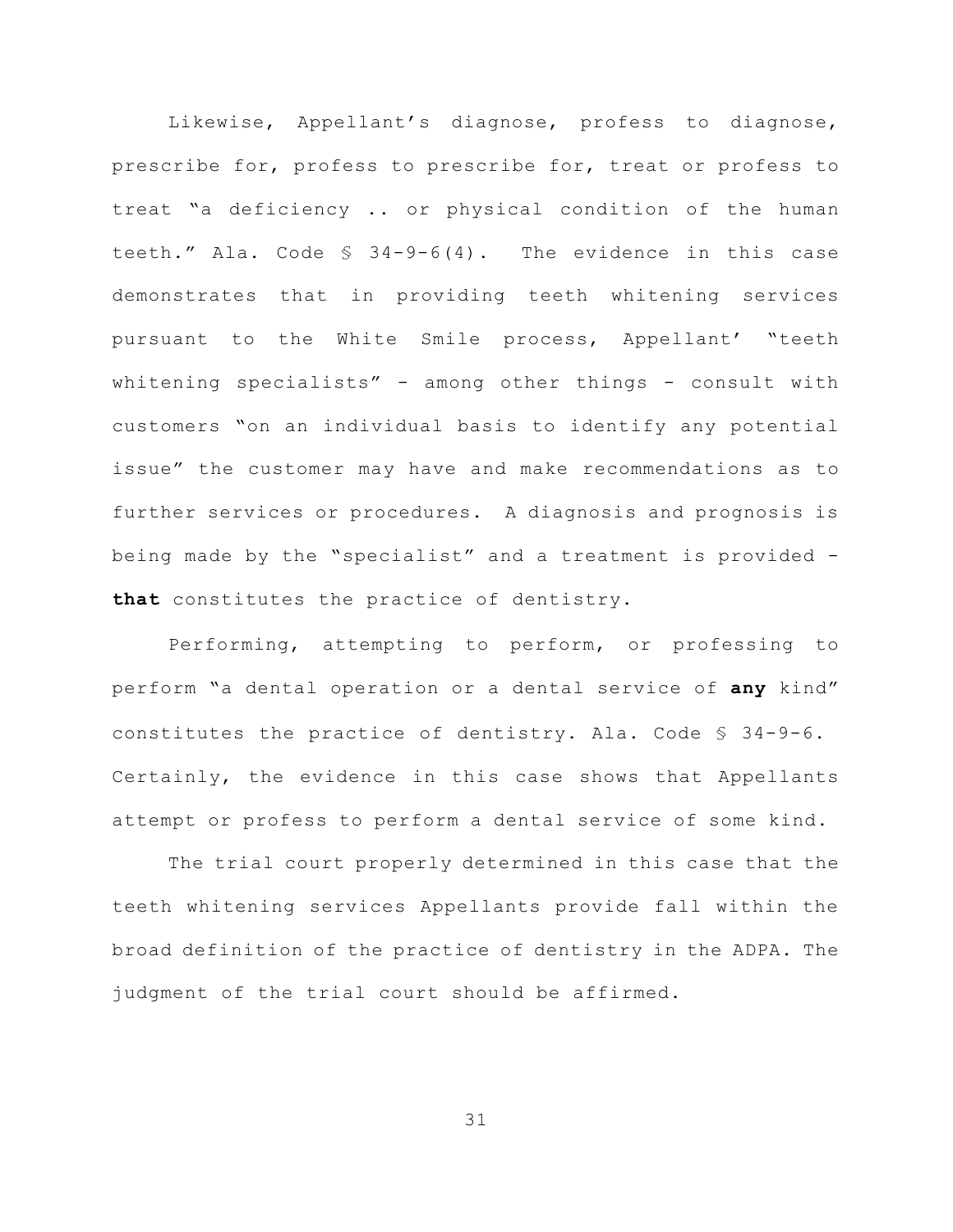Likewise, Appellant's diagnose, profess to diagnose, prescribe for, profess to prescribe for, treat or profess to treat "a deficiency .. or physical condition of the human teeth." Ala. Code § 34-9-6(4). The evidence in this case demonstrates that in providing teeth whitening services pursuant to the White Smile process, Appellant' "teeth whitening specialists" - among other things - consult with customers "on an individual basis to identify any potential issue" the customer may have and make recommendations as to further services or procedures. A diagnosis and prognosis is being made by the "specialist" and a treatment is provided - **that** constitutes the practice of dentistry.

Performing, attempting to perform, or professing to perform "a dental operation or a dental service of **any** kind" constitutes the practice of dentistry. Ala. Code § 34-9-6. Certainly, the evidence in this case shows that Appellants attempt or profess to perform a dental service of some kind.

The trial court properly determined in this case that the teeth whitening services Appellants provide fall within the broad definition of the practice of dentistry in the ADPA. The judgment of the trial court should be affirmed.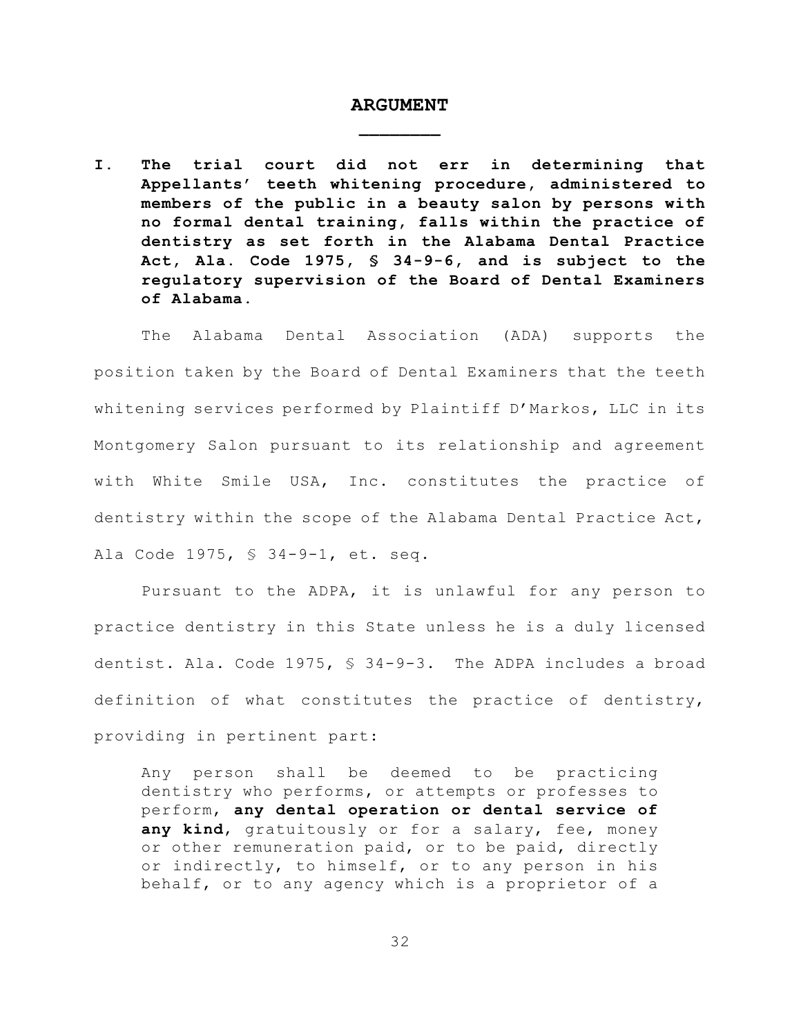# ARGUMENT

**I. The trial court did not err in determining that Appellants' teeth whitening procedure, administered to members of the public in a beauty salon by persons with no formal dental training, falls within the practice of dentistry as set forth in the Alabama Dental Practice Act, Ala. Code 1975, § 34-9-6, and is subject to the regulatory supervision of the Board of Dental Examiners of Alabama.**

The Alabama Dental Association (ADA) supports the position taken by the Board of Dental Examiners that the teeth whitening services performed by Plaintiff D'Markos, LLC in its Montgomery Salon pursuant to its relationship and agreement with White Smile USA, Inc. constitutes the practice of dentistry within the scope of the Alabama Dental Practice Act, Ala Code 1975, § 34-9-1, et. seq.

Pursuant to the ADPA, it is unlawful for any person to practice dentistry in this State unless he is a duly licensed dentist. Ala. Code 1975, § 34-9-3. The ADPA includes a broad definition of what constitutes the practice of dentistry, providing in pertinent part:

> Any person shall be deemed to be practicing dentistry who performs, or attempts or professes to perform, **any dental operation or dental service of any kind**, gratuitously or for a salary, fee, money or other remuneration paid, or to be paid, directly or indirectly, to himself, or to any person in his behalf, or to any agency which is a proprietor of a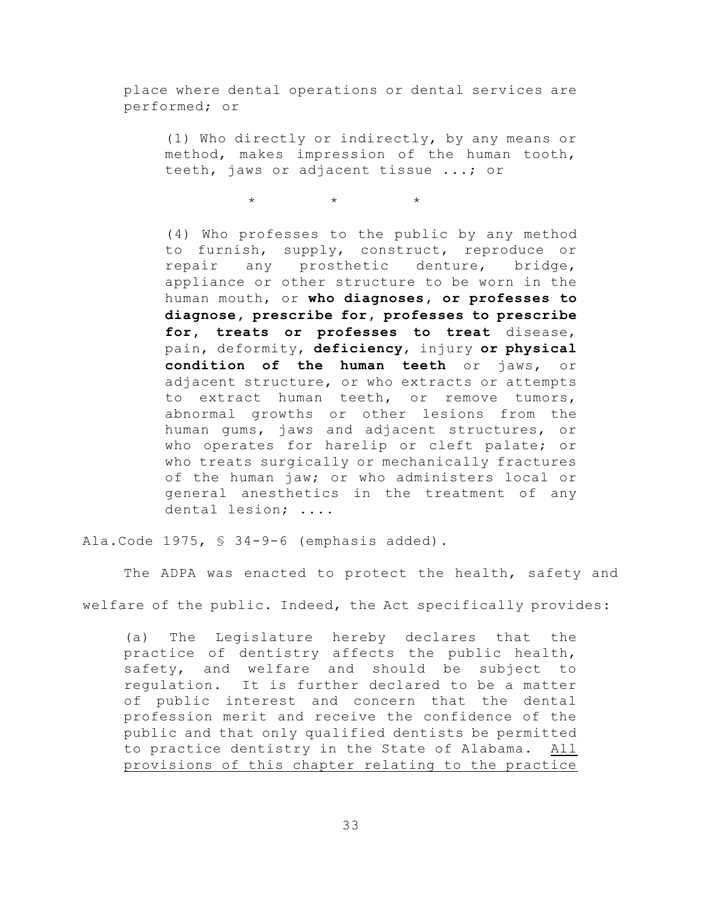> place where dental operations or dental services are performed; or
>
> > (1) Who directly or indirectly, by any means or method, makes impression of the human tooth, teeth, jaws or adjacent tissue ...; or
> >
> > \* \* \*
> >
> > (4) Who professes to the public by any method to furnish, supply, construct, reproduce or repair any prosthetic denture, bridge, appliance or other structure to be worn in the human mouth, or **who diagnoses, or professes to diagnose, prescribe for, professes to prescribe for, treats or professes to treat** disease, pain, deformity, **deficiency**, injury **or physical condition of the human teeth** or jaws, or adjacent structure, or who extracts or attempts to extract human teeth, or remove tumors, abnormal growths or other lesions from the human gums, jaws and adjacent structures, or who operates for harelip or cleft palate; or who treats surgically or mechanically fractures of the human jaw; or who administers local or general anesthetics in the treatment of any dental lesion; ....

Ala.Code 1975, § 34-9-6 (emphasis added).

The ADPA was enacted to protect the health, safety and welfare of the public. Indeed, the Act specifically provides:

> (a) The Legislature hereby declares that the practice of dentistry affects the public health, safety, and welfare and should be subject to regulation. It is further declared to be a matter of public interest and concern that the dental profession merit and receive the confidence of the public and that only qualified dentists be permitted to practice dentistry in the State of Alabama. <u>All provisions of this chapter relating to the practice</u>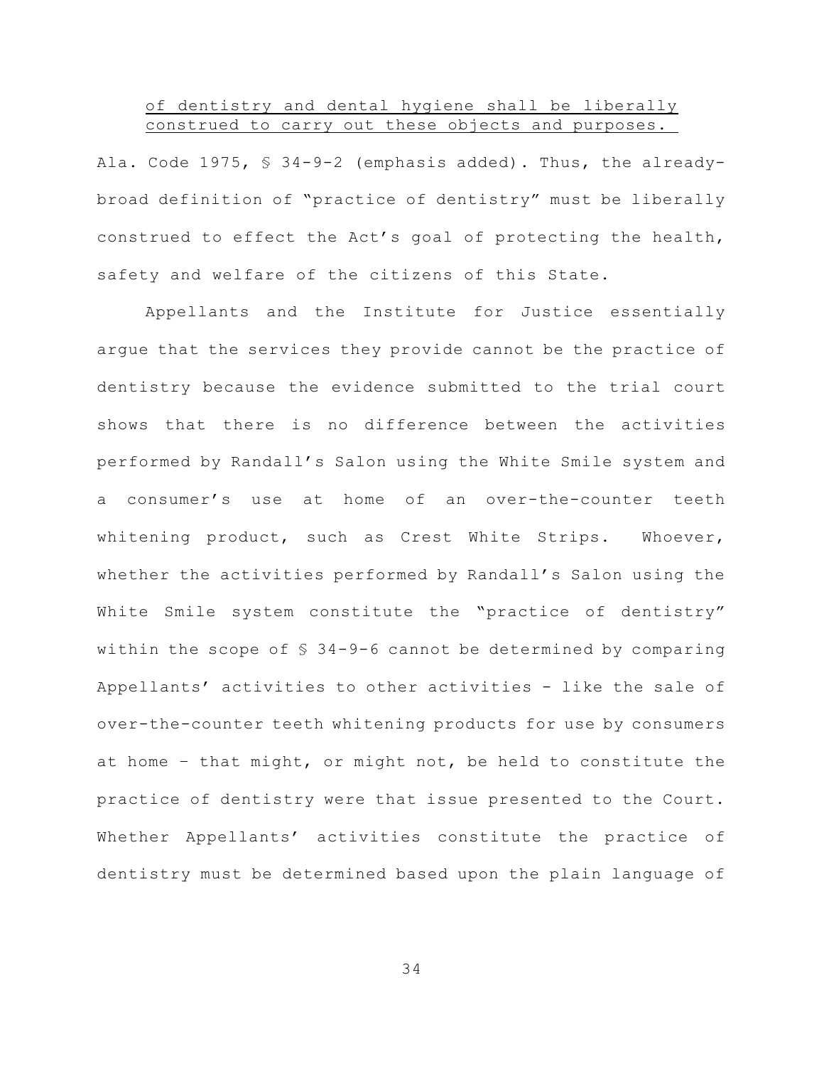<u>of dentistry and dental hygiene shall be liberally construed to carry out these objects and purposes.</u>

Ala. Code 1975, § 34-9-2 (emphasis added). Thus, the already-broad definition of "practice of dentistry" must be liberally construed to effect the Act's goal of protecting the health, safety and welfare of the citizens of this State.

Appellants and the Institute for Justice essentially argue that the services they provide cannot be the practice of dentistry because the evidence submitted to the trial court shows that there is no difference between the activities performed by Randall's Salon using the White Smile system and a consumer's use at home of an over-the-counter teeth whitening product, such as Crest White Strips. Whoever, whether the activities performed by Randall's Salon using the White Smile system constitute the "practice of dentistry" within the scope of § 34-9-6 cannot be determined by comparing Appellants' activities to other activities - like the sale of over-the-counter teeth whitening products for use by consumers at home – that might, or might not, be held to constitute the practice of dentistry were that issue presented to the Court. Whether Appellants' activities constitute the practice of dentistry must be determined based upon the plain language of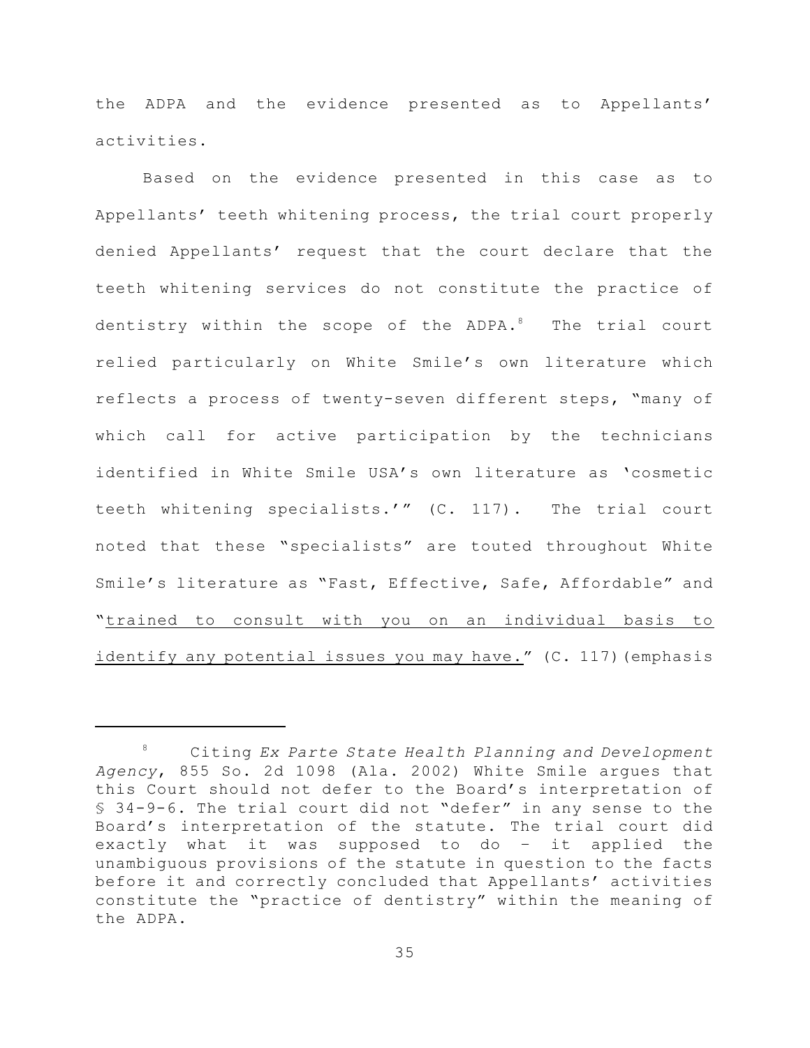the ADPA and the evidence presented as to Appellants' activities.

Based on the evidence presented in this case as to Appellants' teeth whitening process, the trial court properly denied Appellants' request that the court declare that the teeth whitening services do not constitute the practice of dentistry within the scope of the ADPA.[8] The trial court relied particularly on White Smile's own literature which reflects a process of twenty-seven different steps, "many of which call for active participation by the technicians identified in White Smile USA's own literature as 'cosmetic teeth whitening specialists.'" (C. 117). The trial court noted that these "specialists" are touted throughout White Smile's literature as "Fast, Effective, Safe, Affordable" and "<u>trained to consult with you on an individual basis to identify any potential issues you may have.</u>" (C. 117)(emphasis

---

[8] Citing *Ex Parte State Health Planning and Development Agency*, 855 So. 2d 1098 (Ala. 2002) White Smile argues that this Court should not defer to the Board's interpretation of § 34-9-6. The trial court did not "defer" in any sense to the Board's interpretation of the statute. The trial court did exactly what it was supposed to do – it applied the unambiguous provisions of the statute in question to the facts before it and correctly concluded that Appellants' activities constitute the "practice of dentistry" within the meaning of the ADPA.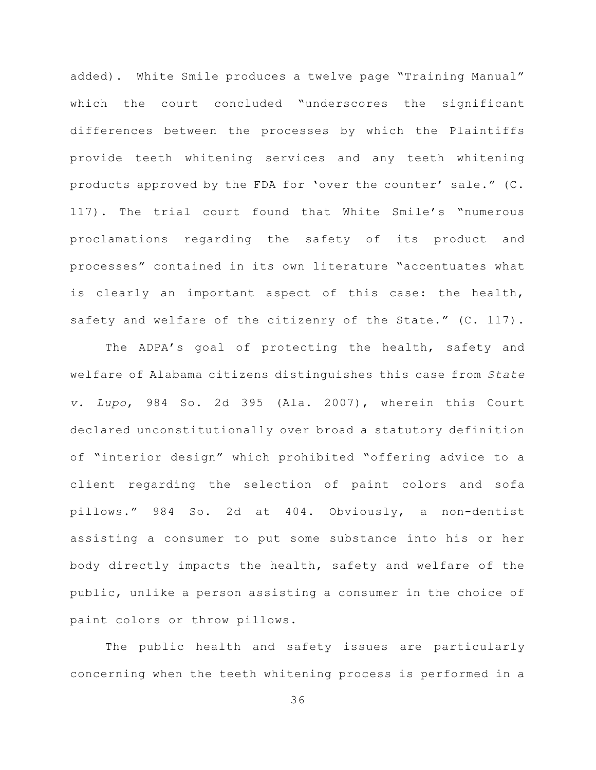added). White Smile produces a twelve page "Training Manual" which the court concluded "underscores the significant differences between the processes by which the Plaintiffs provide teeth whitening services and any teeth whitening products approved by the FDA for 'over the counter' sale." (C. 117). The trial court found that White Smile's "numerous proclamations regarding the safety of its product and processes" contained in its own literature "accentuates what is clearly an important aspect of this case: the health, safety and welfare of the citizenry of the State." (C. 117).

The ADPA's goal of protecting the health, safety and welfare of Alabama citizens distinguishes this case from *State v. Lupo*, 984 So. 2d 395 (Ala. 2007), wherein this Court declared unconstitutionally over broad a statutory definition of "interior design" which prohibited "offering advice to a client regarding the selection of paint colors and sofa pillows." 984 So. 2d at 404. Obviously, a non-dentist assisting a consumer to put some substance into his or her body directly impacts the health, safety and welfare of the public, unlike a person assisting a consumer in the choice of paint colors or throw pillows.

The public health and safety issues are particularly concerning when the teeth whitening process is performed in a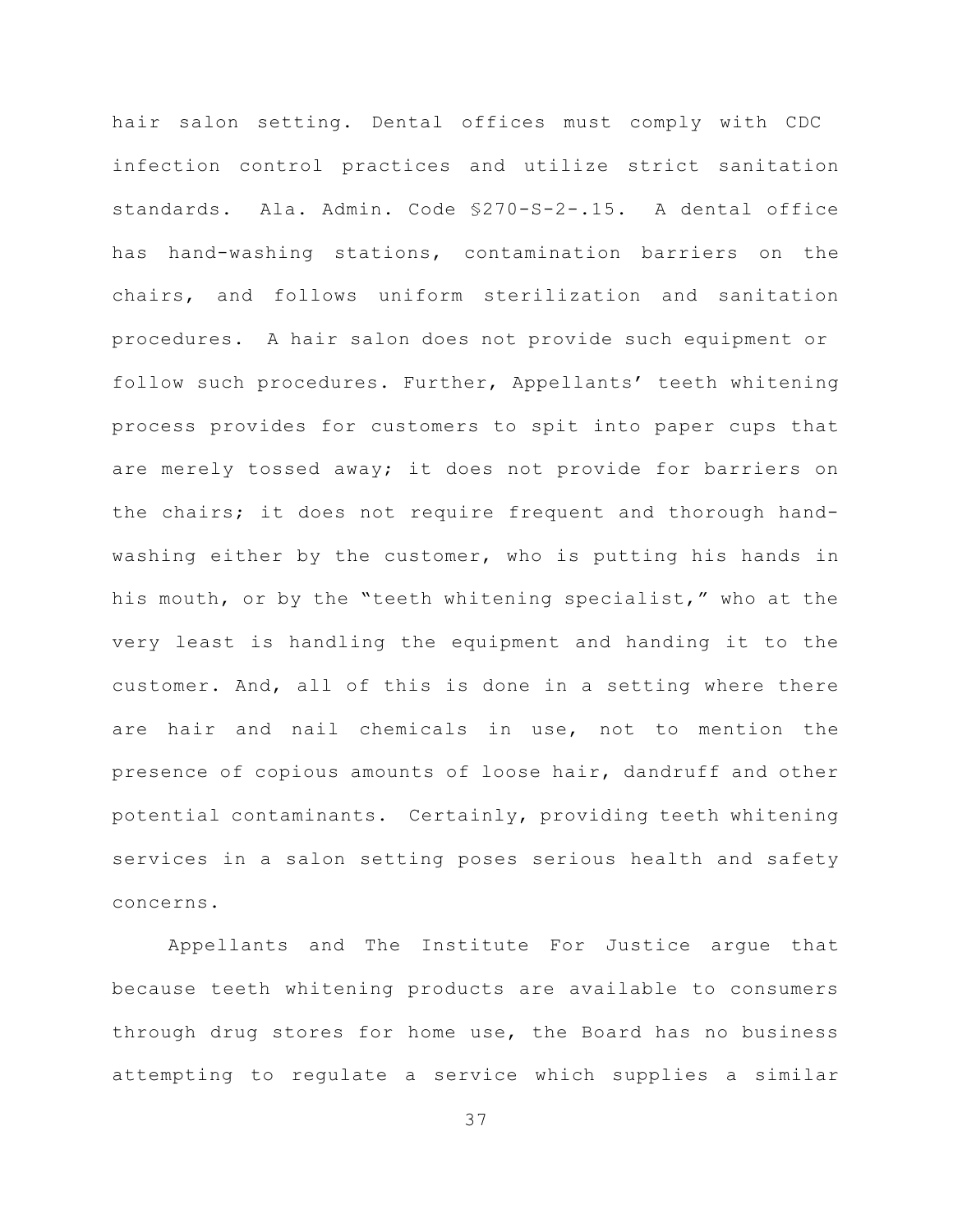hair salon setting. Dental offices must comply with CDC infection control practices and utilize strict sanitation standards. Ala. Admin. Code §270-S-2-.15. A dental office has hand-washing stations, contamination barriers on the chairs, and follows uniform sterilization and sanitation procedures. A hair salon does not provide such equipment or follow such procedures. Further, Appellants' teeth whitening process provides for customers to spit into paper cups that are merely tossed away; it does not provide for barriers on the chairs; it does not require frequent and thorough hand-washing either by the customer, who is putting his hands in his mouth, or by the "teeth whitening specialist," who at the very least is handling the equipment and handing it to the customer. And, all of this is done in a setting where there are hair and nail chemicals in use, not to mention the presence of copious amounts of loose hair, dandruff and other potential contaminants. Certainly, providing teeth whitening services in a salon setting poses serious health and safety concerns.

Appellants and The Institute For Justice argue that because teeth whitening products are available to consumers through drug stores for home use, the Board has no business attempting to regulate a service which supplies a similar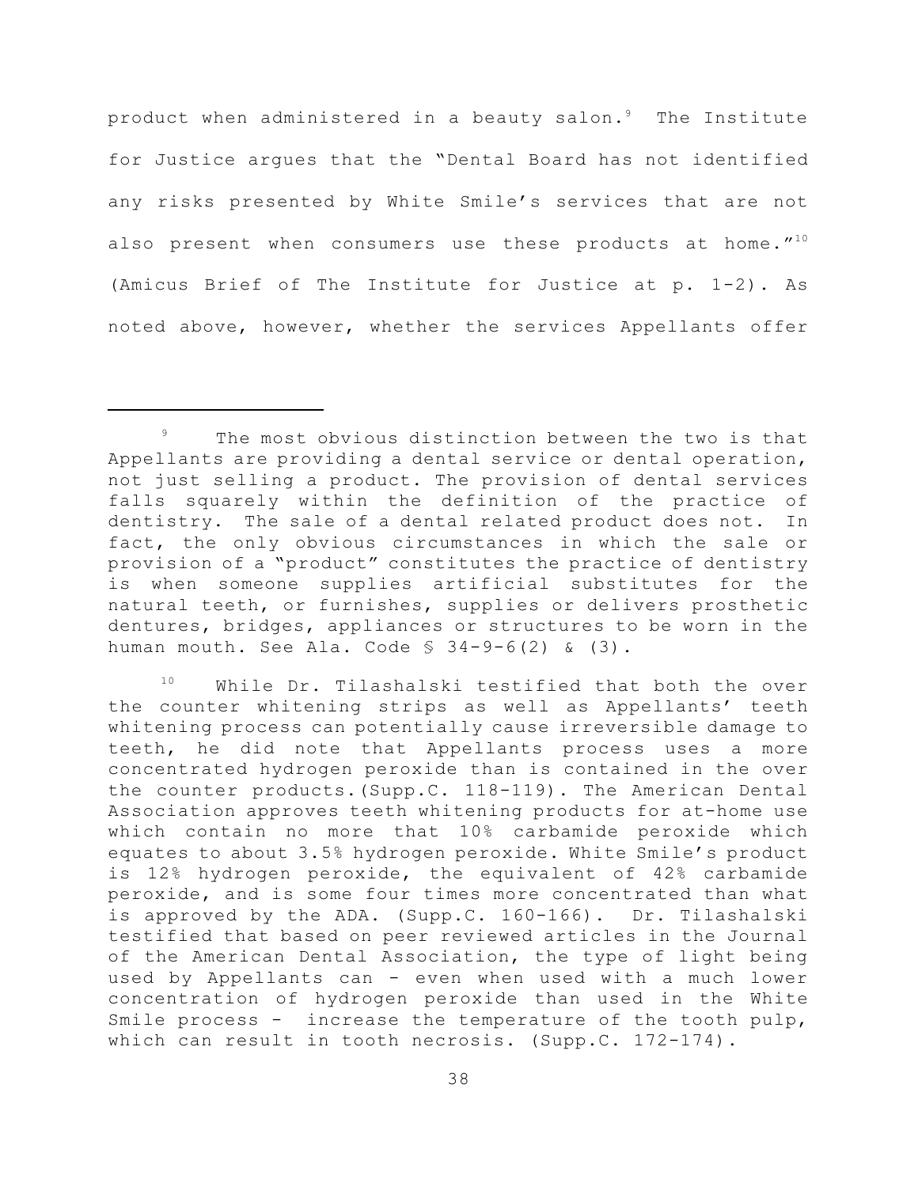product when administered in a beauty salon.[9] The Institute for Justice argues that the "Dental Board has not identified any risks presented by White Smile's services that are not also present when consumers use these products at home."[10] (Amicus Brief of The Institute for Justice at p. 1-2). As noted above, however, whether the services Appellants offer

---

[9] The most obvious distinction between the two is that Appellants are providing a dental service or dental operation, not just selling a product. The provision of dental services falls squarely within the definition of the practice of dentistry. The sale of a dental related product does not. In fact, the only obvious circumstances in which the sale or provision of a "product" constitutes the practice of dentistry is when someone supplies artificial substitutes for the natural teeth, or furnishes, supplies or delivers prosthetic dentures, bridges, appliances or structures to be worn in the human mouth. See Ala. Code § 34-9-6(2) & (3).

[10] While Dr. Tilashalski testified that both the over the counter whitening strips as well as Appellants' teeth whitening process can potentially cause irreversible damage to teeth, he did note that Appellants process uses a more concentrated hydrogen peroxide than is contained in the over the counter products.(Supp.C. 118-119). The American Dental Association approves teeth whitening products for at-home use which contain no more that 10% carbamide peroxide which equates to about 3.5% hydrogen peroxide. White Smile's product is 12% hydrogen peroxide, the equivalent of 42% carbamide peroxide, and is some four times more concentrated than what is approved by the ADA. (Supp.C. 160-166). Dr. Tilashalski testified that based on peer reviewed articles in the Journal of the American Dental Association, the type of light being used by Appellants can - even when used with a much lower concentration of hydrogen peroxide than used in the White Smile process - increase the temperature of the tooth pulp, which can result in tooth necrosis. (Supp.C. 172-174).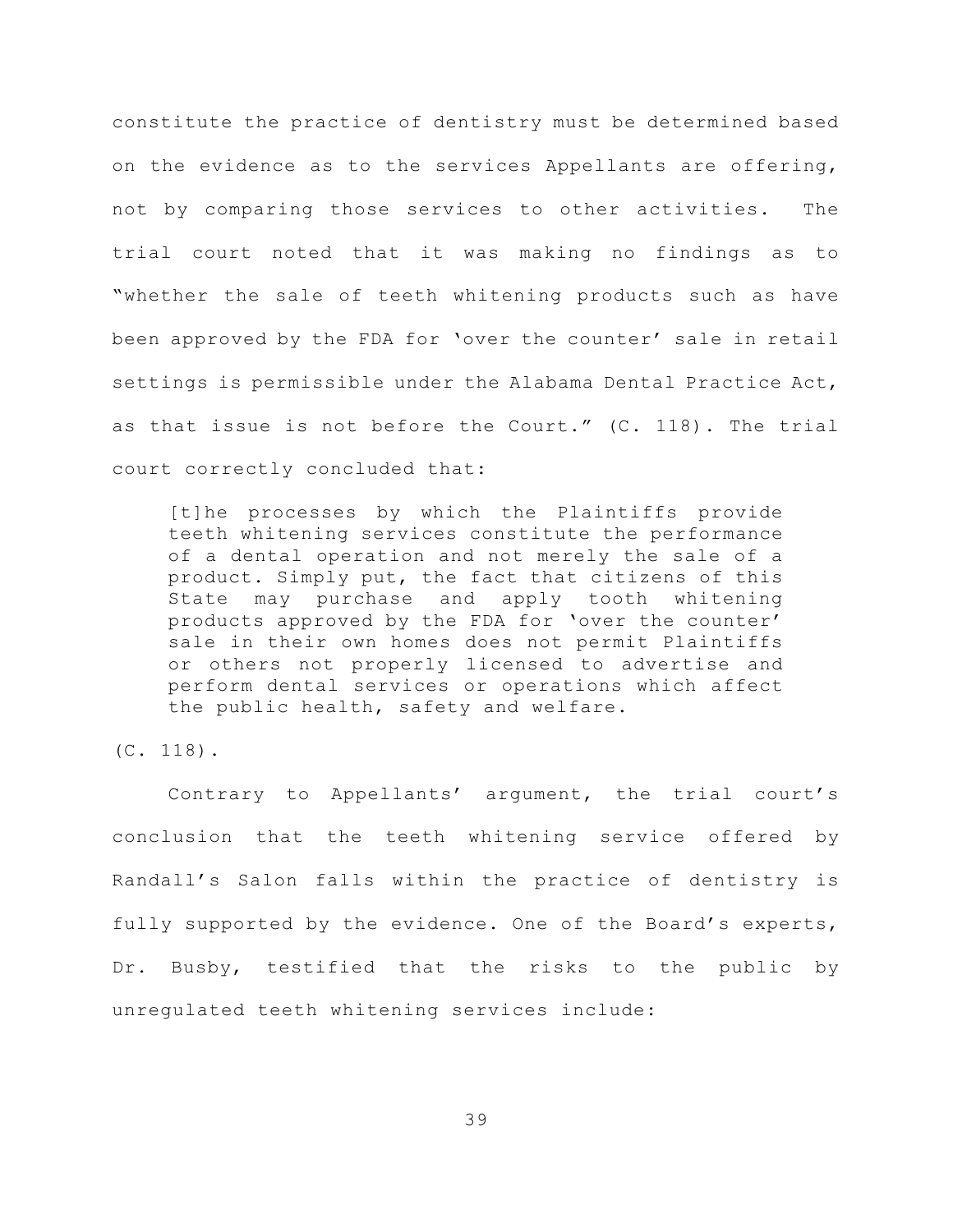constitute the practice of dentistry must be determined based on the evidence as to the services Appellants are offering, not by comparing those services to other activities. The trial court noted that it was making no findings as to "whether the sale of teeth whitening products such as have been approved by the FDA for 'over the counter' sale in retail settings is permissible under the Alabama Dental Practice Act, as that issue is not before the Court." (C. 118). The trial court correctly concluded that:

> [t]he processes by which the Plaintiffs provide teeth whitening services constitute the performance of a dental operation and not merely the sale of a product. Simply put, the fact that citizens of this State may purchase and apply tooth whitening products approved by the FDA for 'over the counter' sale in their own homes does not permit Plaintiffs or others not properly licensed to advertise and perform dental services or operations which affect the public health, safety and welfare.

(C. 118).

Contrary to Appellants' argument, the trial court's conclusion that the teeth whitening service offered by Randall's Salon falls within the practice of dentistry is fully supported by the evidence. One of the Board's experts, Dr. Busby, testified that the risks to the public by unregulated teeth whitening services include: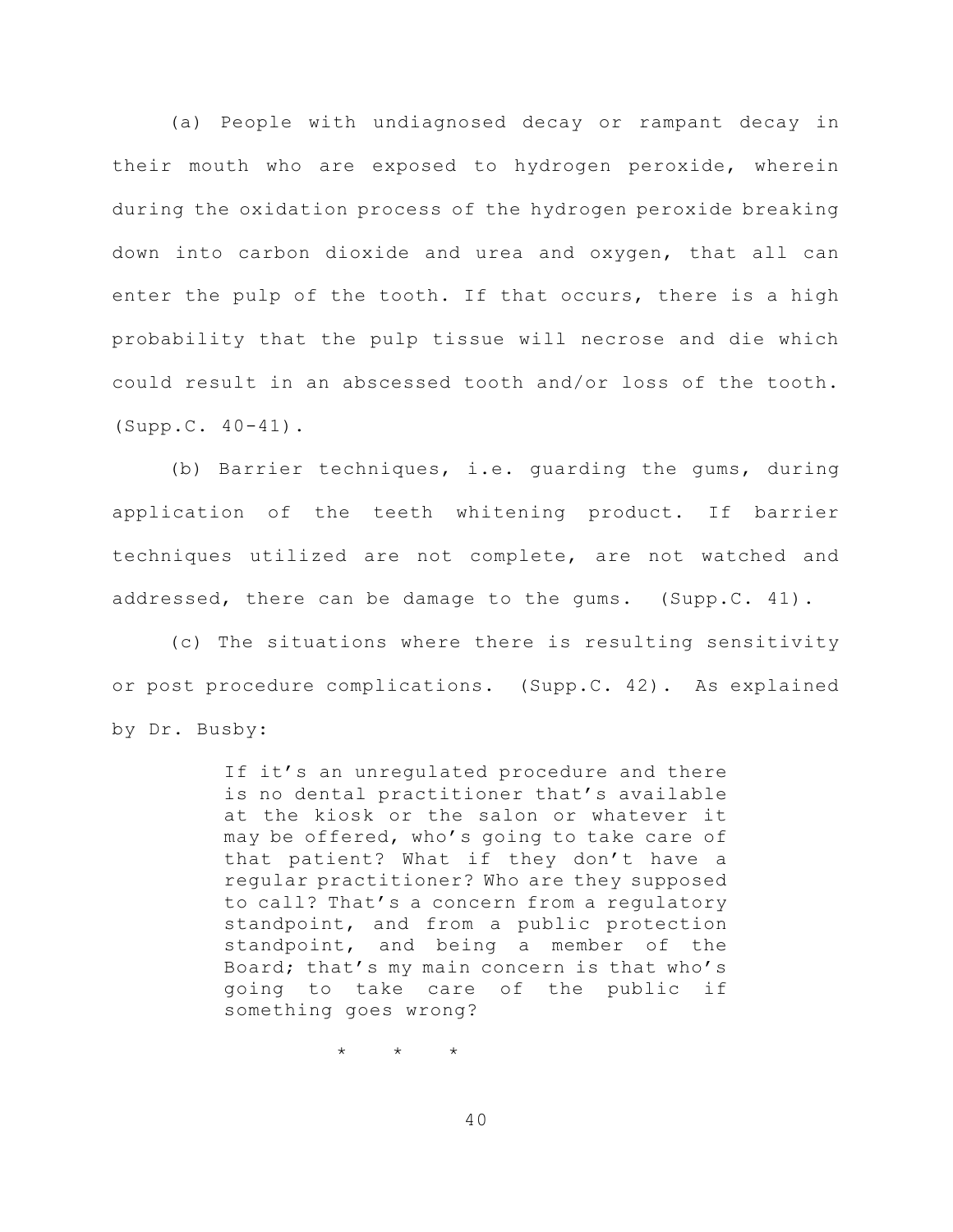(a) People with undiagnosed decay or rampant decay in their mouth who are exposed to hydrogen peroxide, wherein during the oxidation process of the hydrogen peroxide breaking down into carbon dioxide and urea and oxygen, that all can enter the pulp of the tooth. If that occurs, there is a high probability that the pulp tissue will necrose and die which could result in an abscessed tooth and/or loss of the tooth. (Supp.C. 40-41).

(b) Barrier techniques, i.e. guarding the gums, during application of the teeth whitening product. If barrier techniques utilized are not complete, are not watched and addressed, there can be damage to the gums. (Supp.C. 41).

(c) The situations where there is resulting sensitivity or post procedure complications. (Supp.C. 42). As explained by Dr. Busby:

> If it's an unregulated procedure and there is no dental practitioner that's available at the kiosk or the salon or whatever it may be offered, who's going to take care of that patient? What if they don't have a regular practitioner? Who are they supposed to call? That's a concern from a regulatory standpoint, and from a public protection standpoint, and being a member of the Board; that's my main concern is that who's going to take care of the public if something goes wrong?
>
> \* \* \*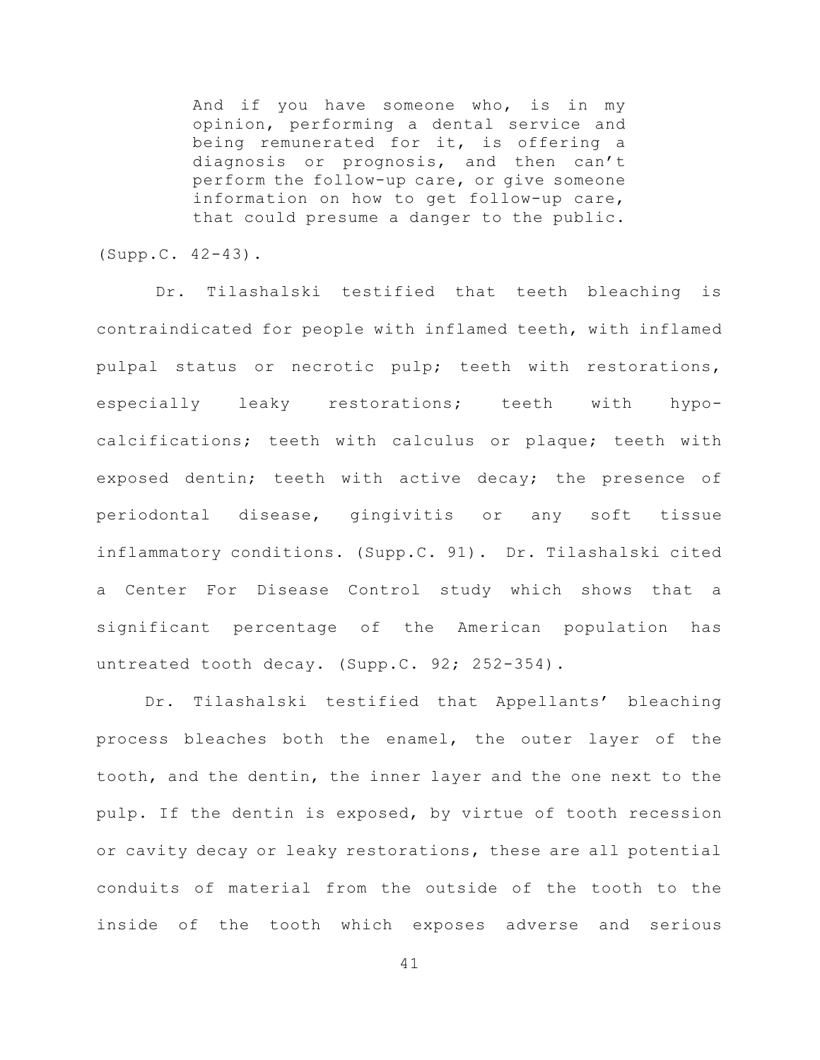> And if you have someone who, is in my opinion, performing a dental service and being remunerated for it, is offering a diagnosis or prognosis, and then can't perform the follow-up care, or give someone information on how to get follow-up care, that could presume a danger to the public.

(Supp.C. 42-43).

Dr. Tilashalski testified that teeth bleaching is contraindicated for people with inflamed teeth, with inflamed pulpal status or necrotic pulp; teeth with restorations, especially leaky restorations; teeth with hypo-calcifications; teeth with calculus or plaque; teeth with exposed dentin; teeth with active decay; the presence of periodontal disease, gingivitis or any soft tissue inflammatory conditions. (Supp.C. 91). Dr. Tilashalski cited a Center For Disease Control study which shows that a significant percentage of the American population has untreated tooth decay. (Supp.C. 92; 252-354).

Dr. Tilashalski testified that Appellants' bleaching process bleaches both the enamel, the outer layer of the tooth, and the dentin, the inner layer and the one next to the pulp. If the dentin is exposed, by virtue of tooth recession or cavity decay or leaky restorations, these are all potential conduits of material from the outside of the tooth to the inside of the tooth which exposes adverse and serious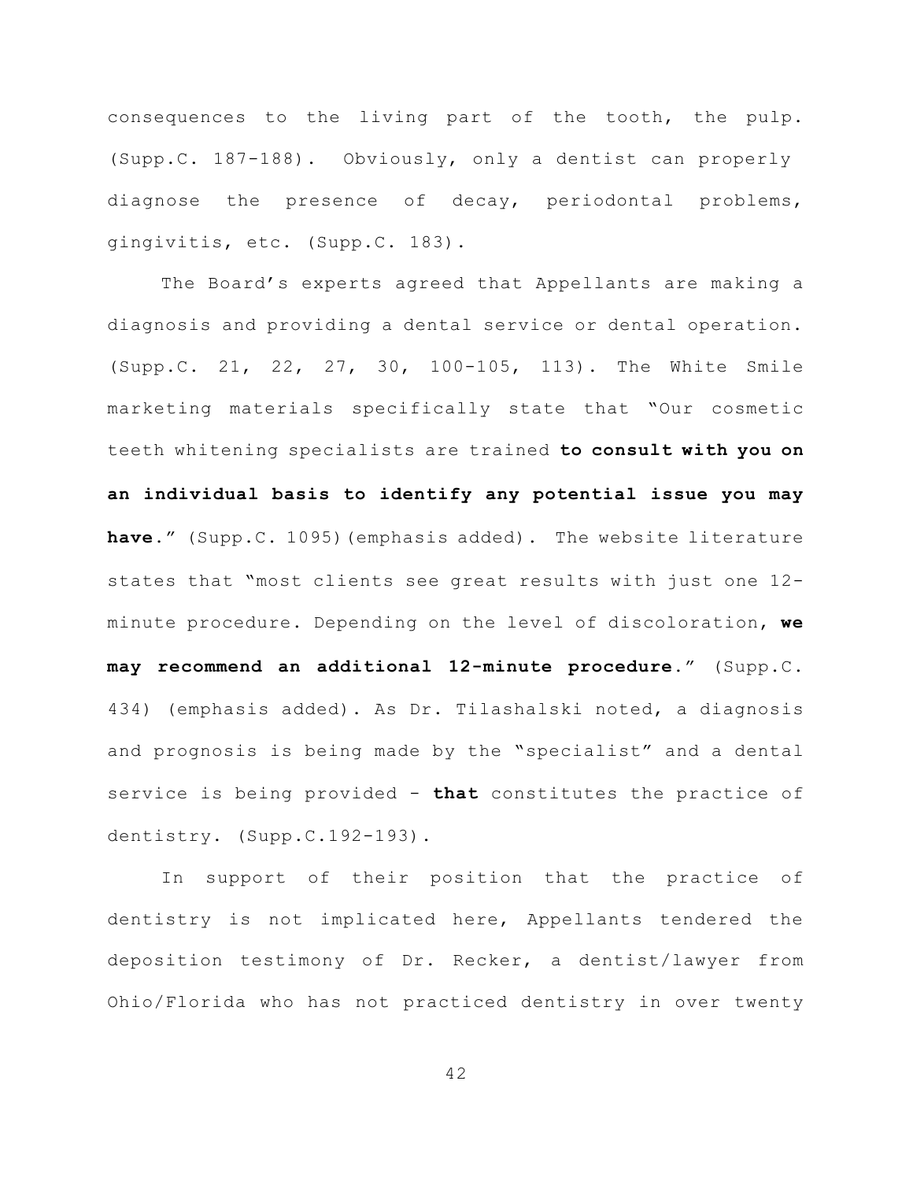consequences to the living part of the tooth, the pulp. (Supp.C. 187-188). Obviously, only a dentist can properly diagnose the presence of decay, periodontal problems, gingivitis, etc. (Supp.C. 183).

The Board's experts agreed that Appellants are making a diagnosis and providing a dental service or dental operation. (Supp.C. 21, 22, 27, 30, 100-105, 113). The White Smile marketing materials specifically state that "Our cosmetic teeth whitening specialists are trained **to consult with you on an individual basis to identify any potential issue you may have**." (Supp.C. 1095)(emphasis added). The website literature states that "most clients see great results with just one 12-minute procedure. Depending on the level of discoloration, **we may recommend an additional 12-minute procedure**." (Supp.C. 434) (emphasis added). As Dr. Tilashalski noted, a diagnosis and prognosis is being made by the "specialist" and a dental service is being provided - **that** constitutes the practice of dentistry. (Supp.C.192-193).

In support of their position that the practice of dentistry is not implicated here, Appellants tendered the deposition testimony of Dr. Recker, a dentist/lawyer from Ohio/Florida who has not practiced dentistry in over twenty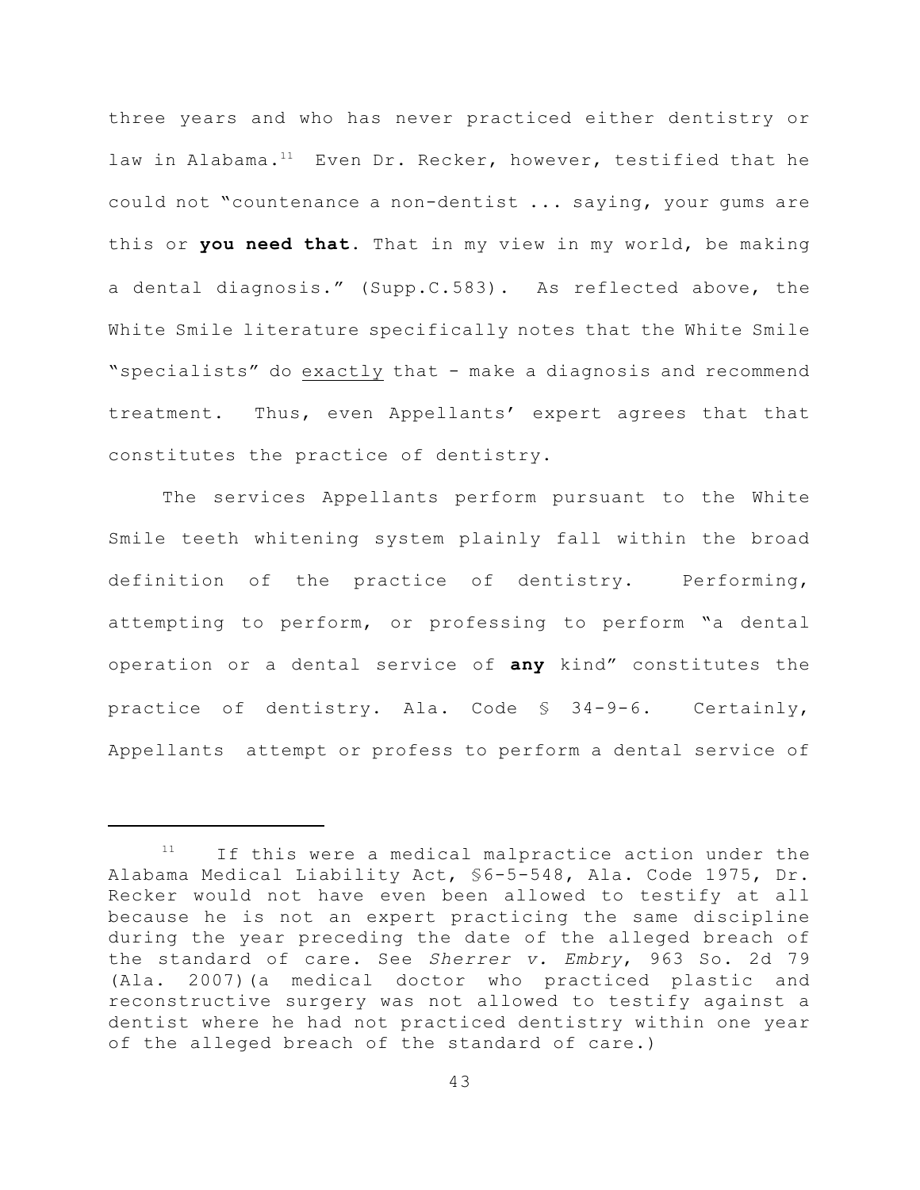three years and who has never practiced either dentistry or law in Alabama.[11] Even Dr. Recker, however, testified that he could not "countenance a non-dentist ... saying, your gums are this or **you need that**. That in my view in my world, be making a dental diagnosis." (Supp.C.583). As reflected above, the White Smile literature specifically notes that the White Smile "specialists" do <u>exactly</u> that - make a diagnosis and recommend treatment. Thus, even Appellants' expert agrees that that constitutes the practice of dentistry.

The services Appellants perform pursuant to the White Smile teeth whitening system plainly fall within the broad definition of the practice of dentistry. Performing, attempting to perform, or professing to perform "a dental operation or a dental service of **any** kind" constitutes the practice of dentistry. Ala. Code § 34-9-6. Certainly, Appellants attempt or profess to perform a dental service of

---

[11] If this were a medical malpractice action under the Alabama Medical Liability Act, §6-5-548, Ala. Code 1975, Dr. Recker would not have even been allowed to testify at all because he is not an expert practicing the same discipline during the year preceding the date of the alleged breach of the standard of care. See *Sherrer v. Embry*, 963 So. 2d 79 (Ala. 2007)(a medical doctor who practiced plastic and reconstructive surgery was not allowed to testify against a dentist where he had not practiced dentistry within one year of the alleged breach of the standard of care.)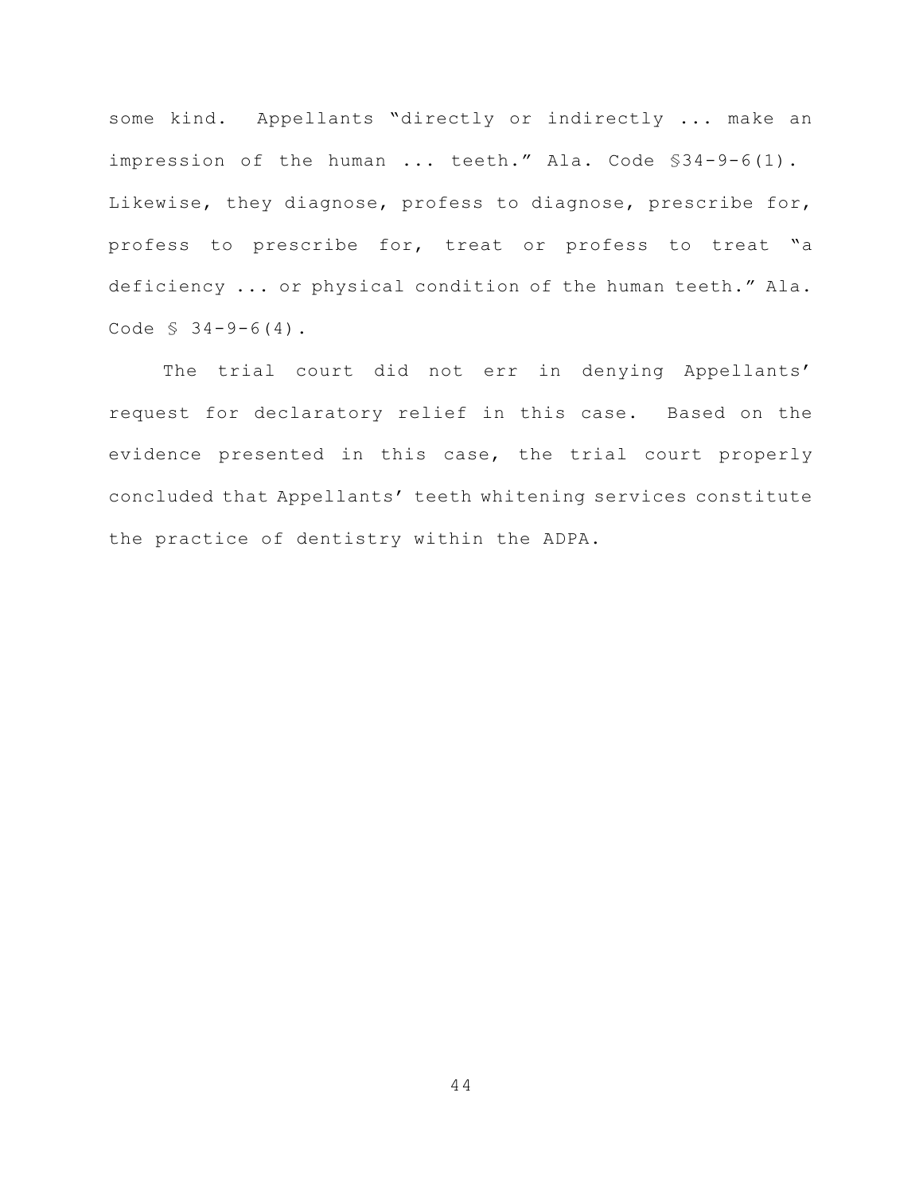some kind. Appellants "directly or indirectly ... make an impression of the human ... teeth." Ala. Code §34-9-6(1). Likewise, they diagnose, profess to diagnose, prescribe for, profess to prescribe for, treat or profess to treat "a deficiency ... or physical condition of the human teeth." Ala. Code § 34-9-6(4).

The trial court did not err in denying Appellants' request for declaratory relief in this case. Based on the evidence presented in this case, the trial court properly concluded that Appellants' teeth whitening services constitute the practice of dentistry within the ADPA.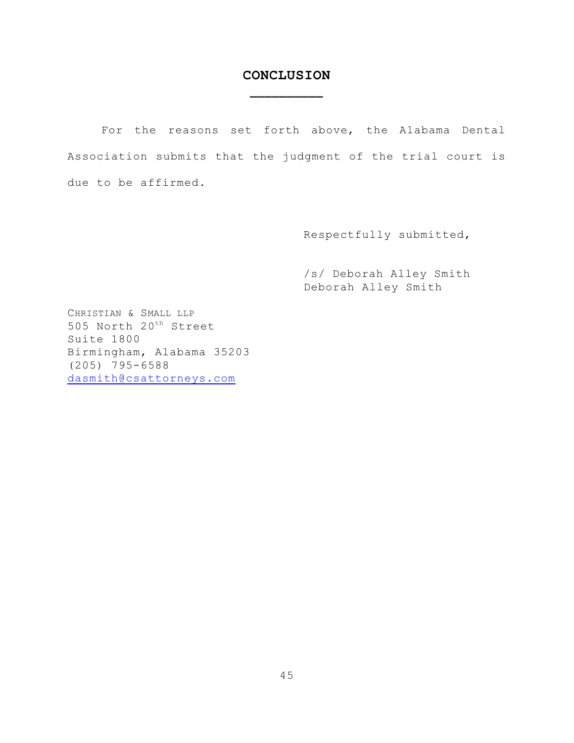# CONCLUSION

For the reasons set forth above, the Alabama Dental Association submits that the judgment of the trial court is due to be affirmed.

Respectfully submitted,

/s/ Deborah Alley Smith
Deborah Alley Smith

CHRISTIAN & SMALL LLP
505 North 20th Street
Suite 1800
Birmingham, Alabama 35203
(205) 795-6588
dasmith@csattorneys.com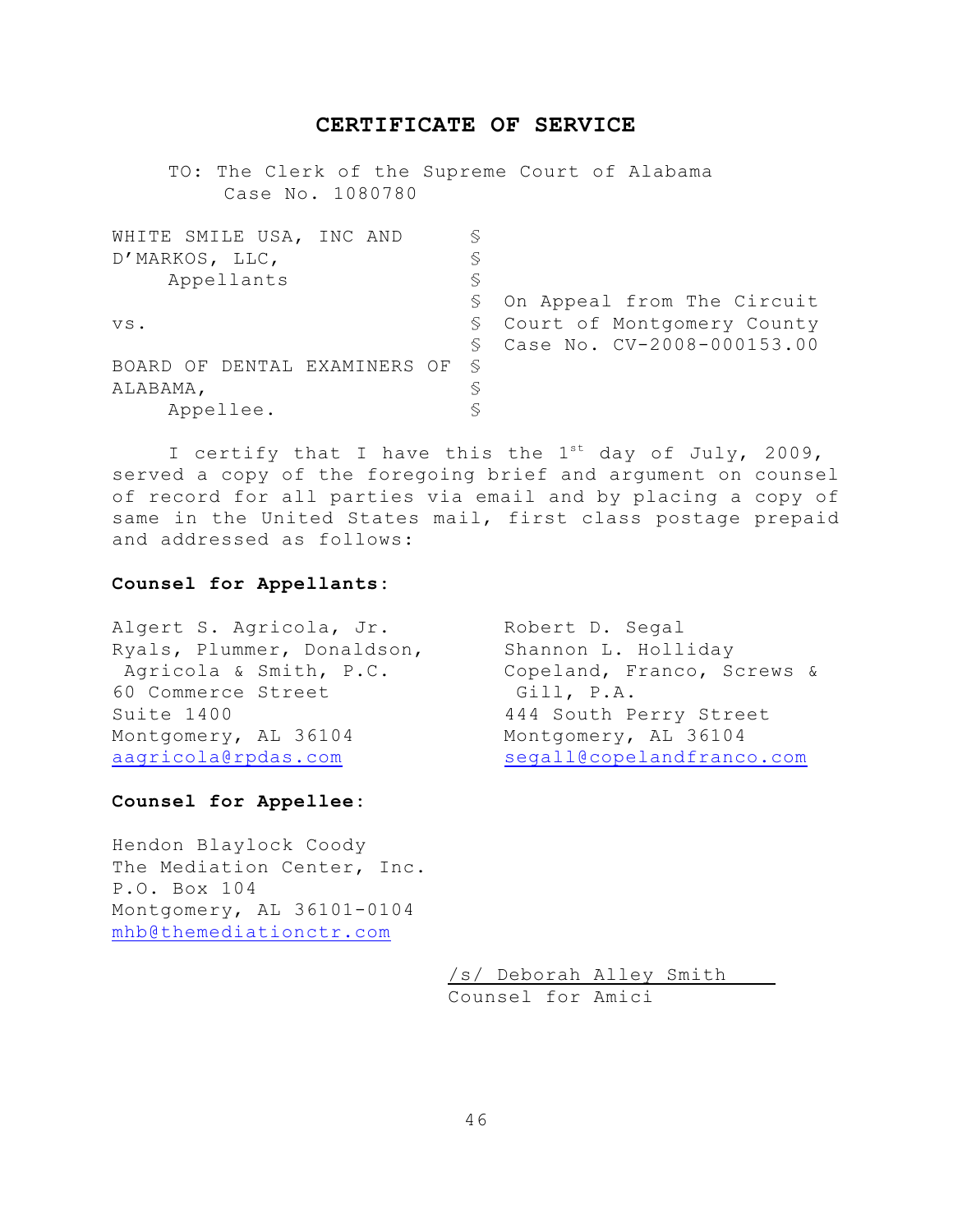# CERTIFICATE OF SERVICE

TO: The Clerk of the Supreme Court of Alabama
Case No. 1080780

| | | |
|---|---|---|
| WHITE SMILE USA, INC AND D'MARKOS, LLC, Appellants | § | |
| | § | On Appeal from The Circuit |
| vs. | § | Court of Montgomery County |
| | § | Case No. CV-2008-000153.00 |
| BOARD OF DENTAL EXAMINERS OF ALABAMA, Appellee. | § | |

I certify that I have this the 1st day of July, 2009, served a copy of the foregoing brief and argument on counsel of record for all parties via email and by placing a copy of same in the United States mail, first class postage prepaid and addressed as follows:

**Counsel for Appellants:**

Algert S. Agricola, Jr.
Ryals, Plummer, Donaldson, Agricola & Smith, P.C.
60 Commerce Street
Suite 1400
Montgomery, AL 36104
aagricola@rpdas.com

Robert D. Segal
Shannon L. Holliday
Copeland, Franco, Screws & Gill, P.A.
444 South Perry Street
Montgomery, AL 36104
segall@copelandfranco.com

**Counsel for Appellee:**

Hendon Blaylock Coody
The Mediation Center, Inc.
P.O. Box 104
Montgomery, AL 36101-0104
mhb@themediationctr.com

/s/ Deborah Alley Smith
Counsel for Amici